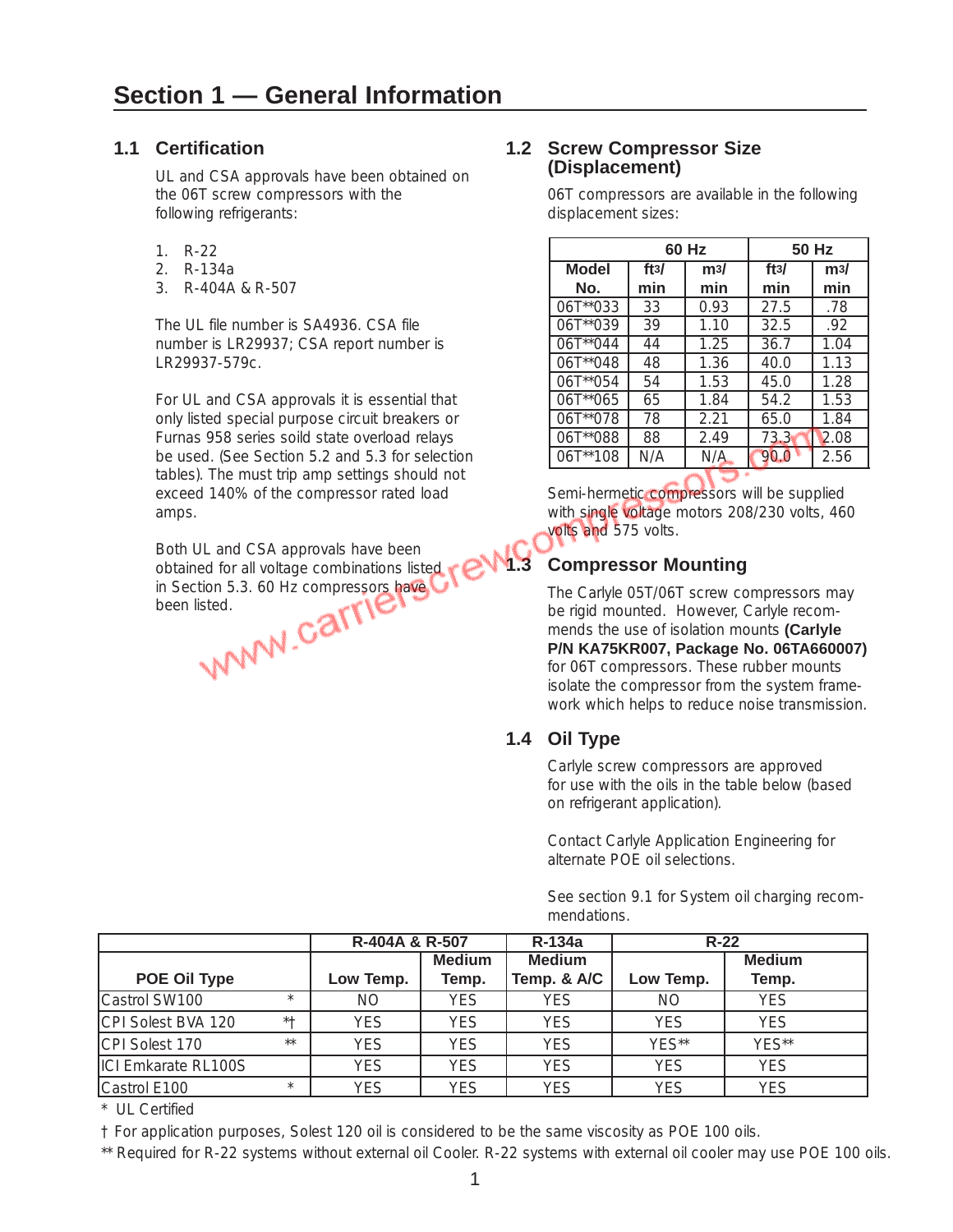# Section 1 — General Information

## 1.1 Certification

UL and CSA approvals have been obtained on the 06T screw compressors with the following refrigerants:

1. R-22
2. R-134a
3. R-404A & R-507

The UL file number is SA4936. CSA file number is LR29937; CSA report number is LR29937-579c.

For UL and CSA approvals it is essential that only listed special purpose circuit breakers or Furnas 958 series soild state overload relays be used. (See Section 5.2 and 5.3 for selection tables). The must trip amp settings should not exceed 140% of the compressor rated load amps.

Both UL and CSA approvals have been obtained for all voltage combinations listed in Section 5.3. 60 Hz compressors have been listed.

## 1.2 Screw Compressor Size (Displacement)

06T compressors are available in the following displacement sizes:

| | 60 Hz | | 50 Hz | |
|---|---|---|---|---|
| Model No. | $ft^3/min$ | $m^3/min$ | $ft^3/min$ | $m^3/min$ |
| 06T**033 | 33 | 0.93 | 27.5 | .78 |
| 06T**039 | 39 | 1.10 | 32.5 | .92 |
| 06T**044 | 44 | 1.25 | 36.7 | 1.04 |
| 06T**048 | 48 | 1.36 | 40.0 | 1.13 |
| 06T**054 | 54 | 1.53 | 45.0 | 1.28 |
| 06T**065 | 65 | 1.84 | 54.2 | 1.53 |
| 06T**078 | 78 | 2.21 | 65.0 | 1.84 |
| 06T**088 | 88 | 2.49 | 73.3 | 2.08 |
| 06T**108 | N/A | N/A | 90.0 | 2.56 |

Semi-hermetic compressors will be supplied with single voltage motors 208/230 volts, 460 volts and 575 volts.

## 1.3 Compressor Mounting

The Carlyle 05T/06T screw compressors may be rigid mounted. However, Carlyle recommends the use of isolation mounts **(Carlyle P/N KA75KR007, Package No. 06TA660007)** for 06T compressors. These rubber mounts isolate the compressor from the system framework which helps to reduce noise transmission.

## 1.4 Oil Type

Carlyle screw compressors are approved for use with the oils in the table below (based on refrigerant application).

Contact Carlyle Application Engineering for alternate POE oil selections.

See section 9.1 for System oil charging recommendations.

| | | R-404A & R-507 | | R-134a | R-22 | |
|---|---|---|---|---|---|---|
| POE Oil Type | | Low Temp. | Medium Temp. | Medium Temp. & A/C | Low Temp. | Medium Temp. |
| Castrol SW100 | * | NO | YES | YES | NO | YES |
| CPI Solest BVA 120 | *† | YES | YES | YES | YES | YES |
| CPI Solest 170 | ** | YES | YES | YES | YES** | YES** |
| ICI Emkarate RL100S | | YES | YES | YES | YES | YES |
| Castrol E100 | * | YES | YES | YES | YES | YES |

\* UL Certified

† For application purposes, Solest 120 oil is considered to be the same viscosity as POE 100 oils.

** Required for R-22 systems without external oil Cooler. R-22 systems with external oil cooler may use POE 100 oils.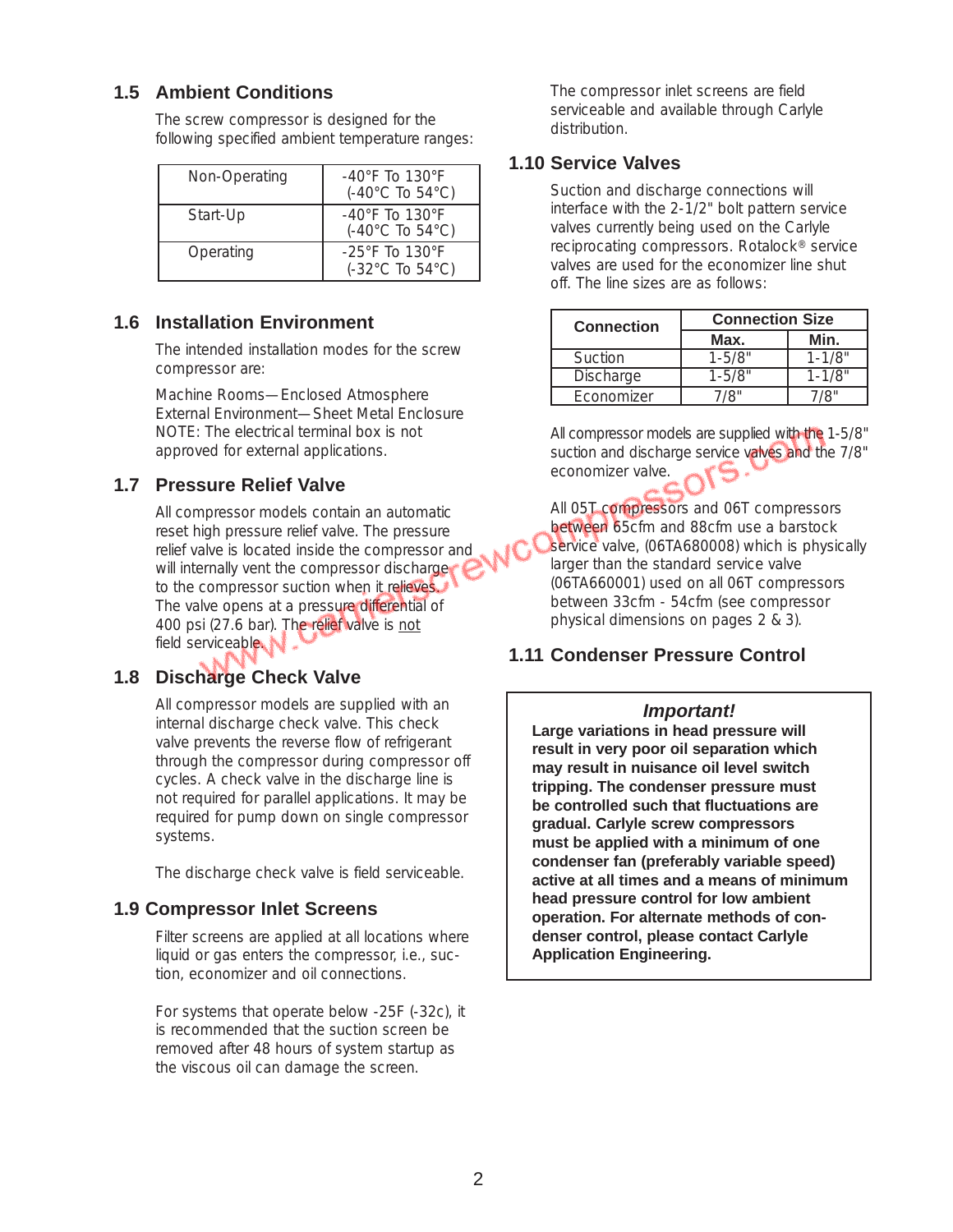## 1.5 Ambient Conditions

The screw compressor is designed for the following specified ambient temperature ranges:

| | |
|---|---|
| Non-Operating | -40°F To 130°F (-40°C To 54°C) |
| Start-Up | -40°F To 130°F (-40°C To 54°C) |
| Operating | -25°F To 130°F (-32°C To 54°C) |

## 1.6 Installation Environment

The intended installation modes for the screw compressor are:

Machine Rooms—Enclosed Atmosphere
External Environment—Sheet Metal Enclosure
NOTE: The electrical terminal box is not approved for external applications.

## 1.7 Pressure Relief Valve

All compressor models contain an automatic reset high pressure relief valve. The pressure relief valve is located inside the compressor and will internally vent the compressor discharge to the compressor suction when it relieves. The valve opens at a pressure differential of 400 psi (27.6 bar). The relief valve is not field serviceable.

## 1.8 Discharge Check Valve

All compressor models are supplied with an internal discharge check valve. This check valve prevents the reverse flow of refrigerant through the compressor during compressor off cycles. A check valve in the discharge line is not required for parallel applications. It may be required for pump down on single compressor systems.

The discharge check valve is field serviceable.

## 1.9 Compressor Inlet Screens

Filter screens are applied at all locations where liquid or gas enters the compressor, i.e., suction, economizer and oil connections.

For systems that operate below -25F (-32c), it is recommended that the suction screen be removed after 48 hours of system startup as the viscous oil can damage the screen.

The compressor inlet screens are field serviceable and available through Carlyle distribution.

## 1.10 Service Valves

Suction and discharge connections will interface with the 2-1/2" bolt pattern service valves currently being used on the Carlyle reciprocating compressors. Rotalock® service valves are used for the economizer line shut off. The line sizes are as follows:

| Connection | Connection Size | |
|---|---|---|
| | Max. | Min. |
| Suction | 1-5/8" | 1-1/8" |
| Discharge | 1-5/8" | 1-1/8" |
| Economizer | 7/8" | 7/8" |

All compressor models are supplied with the 1-5/8" suction and discharge service valves and the 7/8" economizer valve.

All 05T compressors and 06T compressors between 65cfm and 88cfm use a barstock service valve, (06TA680008) which is physically larger than the standard service valve (06TA660001) used on all 06T compressors between 33cfm - 54cfm (see compressor physical dimensions on pages 2 & 3).

## 1.11 Condenser Pressure Control

***Important!***

**Large variations in head pressure will result in very poor oil separation which may result in nuisance oil level switch tripping. The condenser pressure must be controlled such that fluctuations are gradual. Carlyle screw compressors must be applied with a minimum of one condenser fan (preferably variable speed) active at all times and a means of minimum head pressure control for low ambient operation. For alternate methods of condenser control, please contact Carlyle Application Engineering.**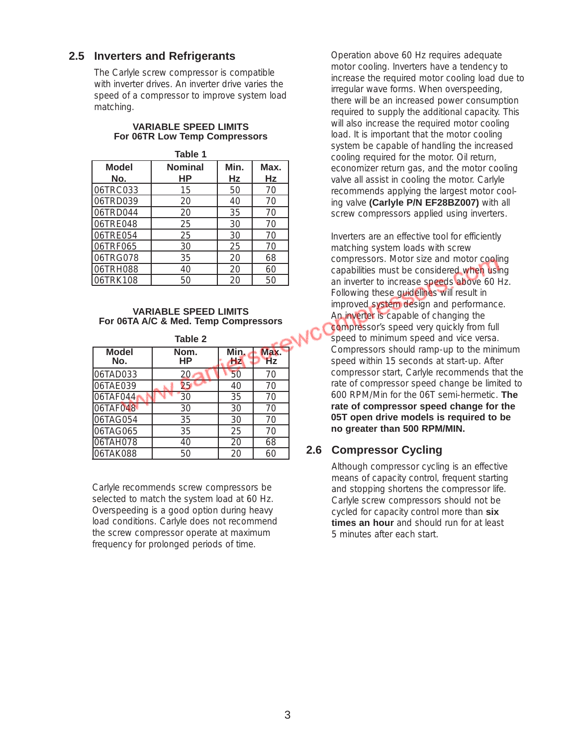## 2.5 Inverters and Refrigerants

The Carlyle screw compressor is compatible with inverter drives. An inverter drive varies the speed of a compressor to improve system load matching.

**VARIABLE SPEED LIMITS**
**For 06TR Low Temp Compressors**

**Table 1**

| Model No. | Nominal HP | Min. Hz | Max. Hz |
|---|---|---|---|
| 06TRC033 | 15 | 50 | 70 |
| 06TRD039 | 20 | 40 | 70 |
| 06TRD044 | 20 | 35 | 70 |
| 06TRE048 | 25 | 30 | 70 |
| 06TRE054 | 25 | 30 | 70 |
| 06TRF065 | 30 | 25 | 70 |
| 06TRG078 | 35 | 20 | 68 |
| 06TRH088 | 40 | 20 | 60 |
| 06TRK108 | 50 | 20 | 50 |

**VARIABLE SPEED LIMITS**
**For 06TA A/C & Med. Temp Compressors**

**Table 2**

| Model No. | Nom. HP | Min. Hz | Max. Hz |
|---|---|---|---|
| 06TAD033 | 20 | 50 | 70 |
| 06TAE039 | 25 | 40 | 70 |
| 06TAF044 | 30 | 35 | 70 |
| 06TAF048 | 30 | 30 | 70 |
| 06TAG054 | 35 | 30 | 70 |
| 06TAG065 | 35 | 25 | 70 |
| 06TAH078 | 40 | 20 | 68 |
| 06TAK088 | 50 | 20 | 60 |

Carlyle recommends screw compressors be selected to match the system load at 60 Hz. Overspeeding is a good option during heavy load conditions. Carlyle does not recommend the screw compressor operate at maximum frequency for prolonged periods of time.

Operation above 60 Hz requires adequate motor cooling. Inverters have a tendency to increase the required motor cooling load due to irregular wave forms. When overspeeding, there will be an increased power consumption required to supply the additional capacity. This will also increase the required motor cooling load. It is important that the motor cooling system be capable of handling the increased cooling required for the motor. Oil return, economizer return gas, and the motor cooling valve all assist in cooling the motor. Carlyle recommends applying the largest motor cooling valve **(Carlyle P/N EF28BZ007)** with all screw compressors applied using inverters.

Inverters are an effective tool for efficiently matching system loads with screw compressors. Motor size and motor cooling capabilities must be considered when using an inverter to increase speeds above 60 Hz. Following these guidelines will result in improved system design and performance. An inverter is capable of changing the compressor's speed very quickly from full speed to minimum speed and vice versa. Compressors should ramp-up to the minimum speed within 15 seconds at start-up. After compressor start, Carlyle recommends that the rate of compressor speed change be limited to 600 RPM/Min for the 06T semi-hermetic. **The rate of compressor speed change for the 05T open drive models is required to be no greater than 500 RPM/MIN.**

## 2.6 Compressor Cycling

Although compressor cycling is an effective means of capacity control, frequent starting and stopping shortens the compressor life. Carlyle screw compressors should not be cycled for capacity control more than **six times an hour** and should run for at least 5 minutes after each start.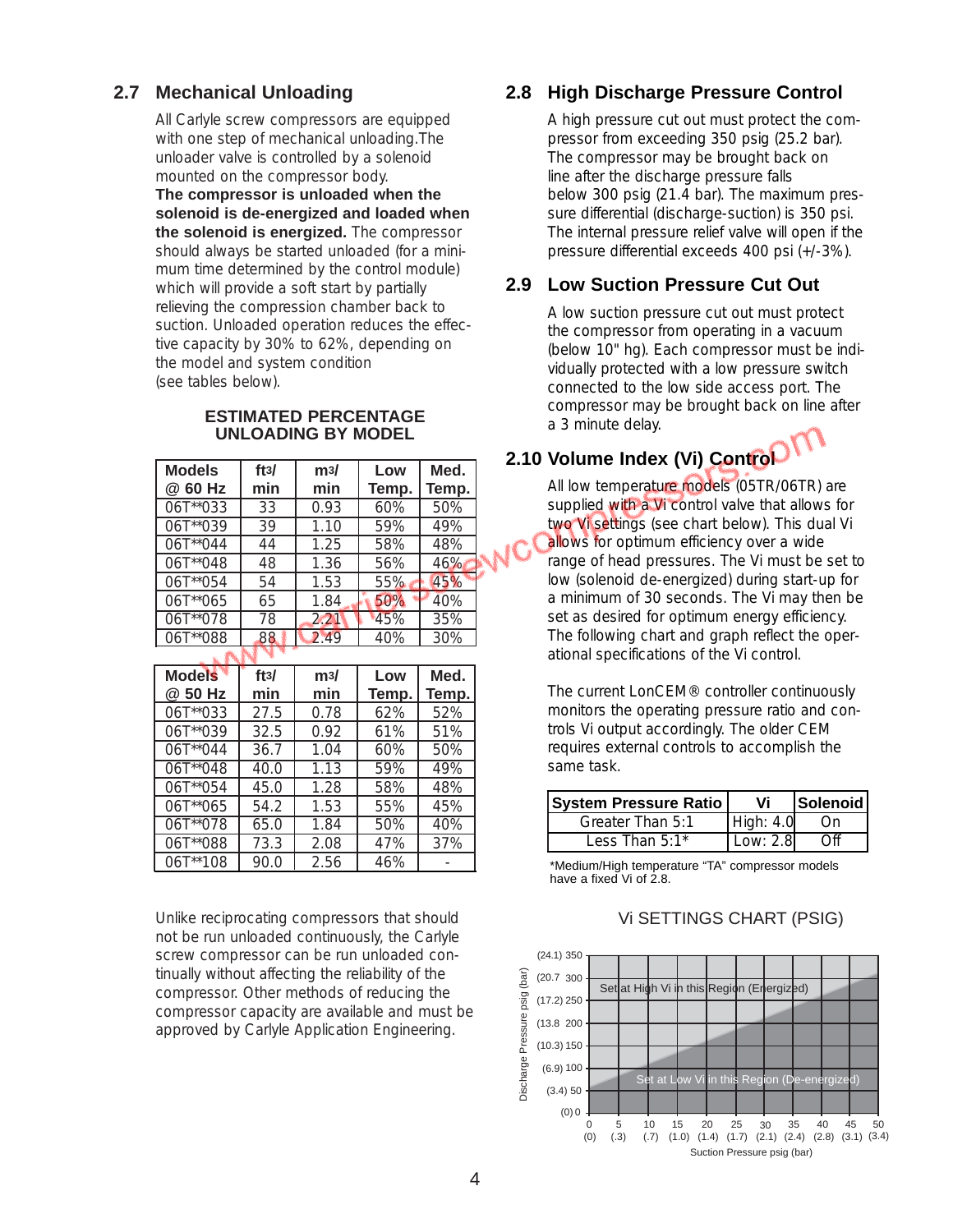## 2.7 Mechanical Unloading

All Carlyle screw compressors are equipped with one step of mechanical unloading.The unloader valve is controlled by a solenoid mounted on the compressor body. **The compressor is unloaded when the solenoid is de-energized and loaded when the solenoid is energized.** The compressor should always be started unloaded (for a minimum time determined by the control module) which will provide a soft start by partially relieving the compression chamber back to suction. Unloaded operation reduces the effective capacity by 30% to 62%, depending on the model and system condition (see tables below).

### ESTIMATED PERCENTAGE UNLOADING BY MODEL

| Models @ 60 Hz | ft3/min | m3/min | Low Temp. | Med. Temp. |
|---|---|---|---|---|
| 06T**033 | 33 | 0.93 | 60% | 50% |
| 06T**039 | 39 | 1.10 | 59% | 49% |
| 06T**044 | 44 | 1.25 | 58% | 48% |
| 06T**048 | 48 | 1.36 | 56% | 46% |
| 06T**054 | 54 | 1.53 | 55% | 45% |
| 06T**065 | 65 | 1.84 | 50% | 40% |
| 06T**078 | 78 | 2.21 | 45% | 35% |
| 06T**088 | 88 | 2.49 | 40% | 30% |

| Models @ 50 Hz | ft3/min | m3/min | Low Temp. | Med. Temp. |
|---|---|---|---|---|
| 06T**033 | 27.5 | 0.78 | 62% | 52% |
| 06T**039 | 32.5 | 0.92 | 61% | 51% |
| 06T**044 | 36.7 | 1.04 | 60% | 50% |
| 06T**048 | 40.0 | 1.13 | 59% | 49% |
| 06T**054 | 45.0 | 1.28 | 58% | 48% |
| 06T**065 | 54.2 | 1.53 | 55% | 45% |
| 06T**078 | 65.0 | 1.84 | 50% | 40% |
| 06T**088 | 73.3 | 2.08 | 47% | 37% |
| 06T**108 | 90.0 | 2.56 | 46% | - |

Unlike reciprocating compressors that should not be run unloaded continuously, the Carlyle screw compressor can be run unloaded continually without affecting the reliability of the compressor. Other methods of reducing the compressor capacity are available and must be approved by Carlyle Application Engineering.

## 2.8 High Discharge Pressure Control

A high pressure cut out must protect the compressor from exceeding 350 psig (25.2 bar). The compressor may be brought back on line after the discharge pressure falls below 300 psig (21.4 bar). The maximum pressure differential (discharge-suction) is 350 psi. The internal pressure relief valve will open if the pressure differential exceeds 400 psi (+/-3%).

## 2.9 Low Suction Pressure Cut Out

A low suction pressure cut out must protect the compressor from operating in a vacuum (below 10" hg). Each compressor must be individually protected with a low pressure switch connected to the low side access port. The compressor may be brought back on line after a 3 minute delay.

## 2.10 Volume Index (Vi) Control

All low temperature models (05TR/06TR) are supplied with a Vi control valve that allows for two Vi settings (see chart below). This dual Vi allows for optimum efficiency over a wide range of head pressures. The Vi must be set to low (solenoid de-energized) during start-up for a minimum of 30 seconds. The Vi may then be set as desired for optimum energy efficiency. The following chart and graph reflect the operational specifications of the Vi control.

The current LonCEM® controller continuously monitors the operating pressure ratio and controls Vi output accordingly. The older CEM requires external controls to accomplish the same task.

| System Pressure Ratio | Vi | Solenoid |
|---|---|---|
| Greater Than 5:1 | High: 4.0 | On |
| Less Than 5:1* | Low: 2.8 | Off |

*Medium/High temperature "TA" compressor models have a fixed Vi of 2.8.

### Vi SETTINGS CHART (PSIG)

Discharge Pressure psig (bar): (0) 0, (3.4) 50, (6.9) 100, (10.3) 150, (13.8) 200, (17.2) 250, (20.7) 300, (24.1) 350

Suction Pressure psig (bar): 0 (0), 5 (.3), 10 (.7), 15 (1.0), 20 (1.4), 25 (1.7), 30 (2.1), 35 (2.4), 40 (2.8), 45 (3.1), 50 (3.4)

Set at High Vi in this Region (Energized)

Set at Low Vi in this Region (De-energized)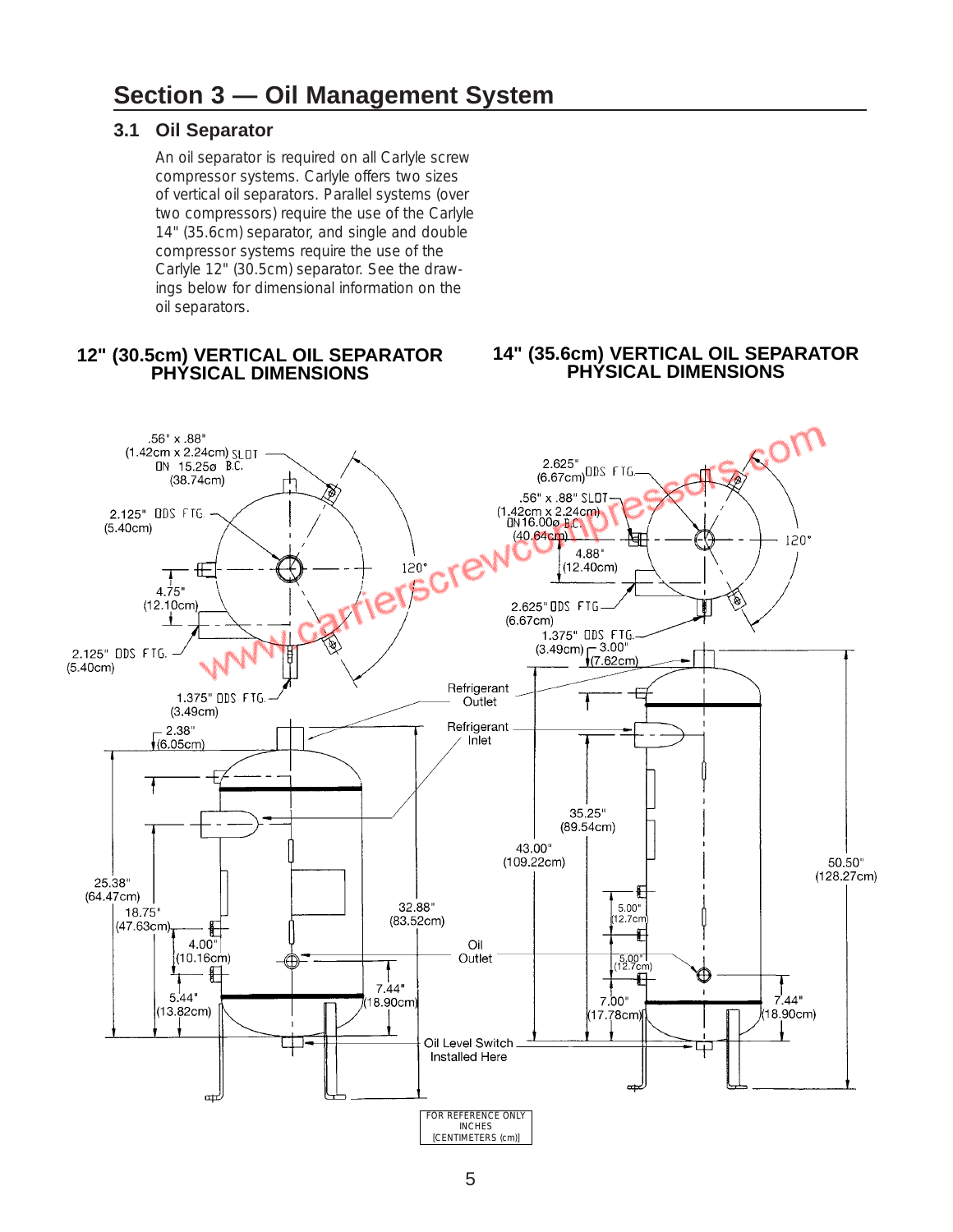# Section 3 — Oil Management System

## 3.1 Oil Separator

An oil separator is required on all Carlyle screw compressor systems. Carlyle offers two sizes of vertical oil separators. Parallel systems (over two compressors) require the use of the Carlyle 14" (35.6cm) separator, and single and double compressor systems require the use of the Carlyle 12" (30.5cm) separator. See the drawings below for dimensional information on the oil separators.

### 12" (30.5cm) VERTICAL OIL SEPARATOR PHYSICAL DIMENSIONS

.56" x .88" (1.42cm x 2.24cm) SLOT ON 15.25ø B.C. (38.74cm)

2.125" ODS FTG. (5.40cm)

4.75" (12.10cm)

120°

2.125" ODS FTG. (5.40cm)

1.375" ODS FTG. (3.49cm)

2.38" (6.05cm)

25.38" (64.47cm)

18.75" (47.63cm)

4.00" (10.16cm)

5.44" (13.82cm)

32.88" (83.52cm)

7.44" (18.90cm)

### 14" (35.6cm) VERTICAL OIL SEPARATOR PHYSICAL DIMENSIONS

2.625" (6.67cm) ODS FTG.

.56" x .88" SLOT (1.42cm x 2.24cm) ON 16.00ø B.C. (40.64cm)

4.88" (12.40cm)

120°

2.625" ODS FTG. (6.67cm)

1.375" ODS FTG. (3.49cm)

3.00" (7.62cm)

Refrigerant Outlet

Refrigerant Inlet

35.25" (89.54cm)

43.00" (109.22cm)

50.50" (128.27cm)

5.00" (12.7cm)

5.00" (12.7cm)

Oil Outlet

7.00" (17.78cm)

7.44" (18.90cm)

Oil Level Switch Installed Here

FOR REFERENCE ONLY
INCHES
[CENTIMETERS (cm)]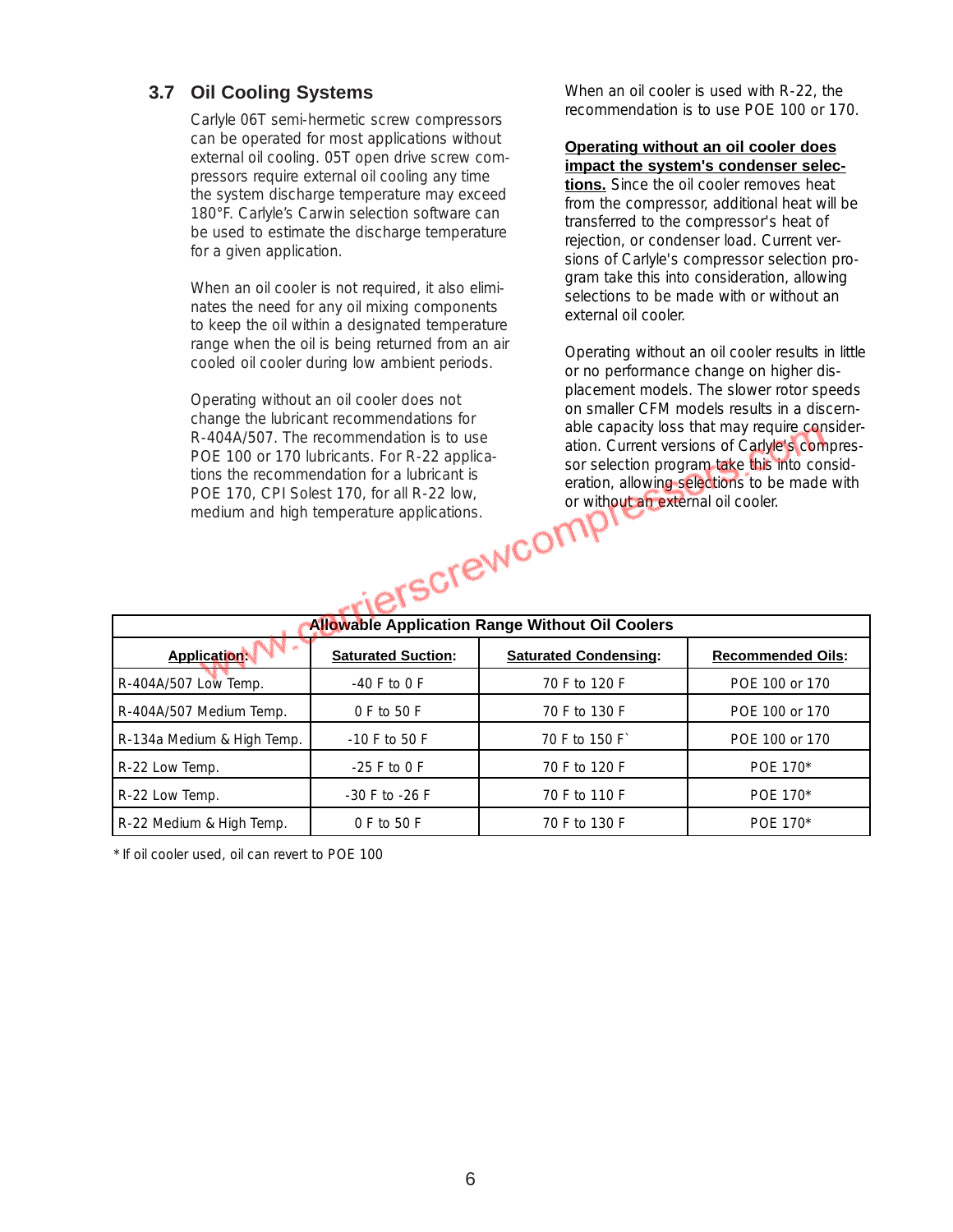## 3.7 Oil Cooling Systems

Carlyle 06T semi-hermetic screw compressors can be operated for most applications without external oil cooling. 05T open drive screw compressors require external oil cooling any time the system discharge temperature may exceed 180°F. Carlyle's Carwin selection software can be used to estimate the discharge temperature for a given application.

When an oil cooler is not required, it also eliminates the need for any oil mixing components to keep the oil within a designated temperature range when the oil is being returned from an air cooled oil cooler during low ambient periods.

Operating without an oil cooler does not change the lubricant recommendations for R-404A/507. The recommendation is to use POE 100 or 170 lubricants. For R-22 applications the recommendation for a lubricant is POE 170, CPI Solest 170, for all R-22 low, medium and high temperature applications.

When an oil cooler is used with R-22, the recommendation is to use POE 100 or 170.

**Operating without an oil cooler does impact the system's condenser selections.** Since the oil cooler removes heat from the compressor, additional heat will be transferred to the compressor's heat of rejection, or condenser load. Current versions of Carlyle's compressor selection program take this into consideration, allowing selections to be made with or without an external oil cooler.

Operating without an oil cooler results in little or no performance change on higher displacement models. The slower rotor speeds on smaller CFM models results in a discernable capacity loss that may require consideration. Current versions of Carlyle's compressor selection program take this into consideration, allowing selections to be made with or without an external oil cooler.

**Allowable Application Range Without Oil Coolers**

| Application: | Saturated Suction: | Saturated Condensing: | Recommended Oils: |
|---|---|---|---|
| R-404A/507 Low Temp. | -40 F to 0 F | 70 F to 120 F | POE 100 or 170 |
| R-404A/507 Medium Temp. | 0 F to 50 F | 70 F to 130 F | POE 100 or 170 |
| R-134a Medium & High Temp. | -10 F to 50 F | 70 F to 150 F` | POE 100 or 170 |
| R-22 Low Temp. | -25 F to 0 F | 70 F to 120 F | POE 170* |
| R-22 Low Temp. | -30 F to -26 F | 70 F to 110 F | POE 170* |
| R-22 Medium & High Temp. | 0 F to 50 F | 70 F to 130 F | POE 170* |

* If oil cooler used, oil can revert to POE 100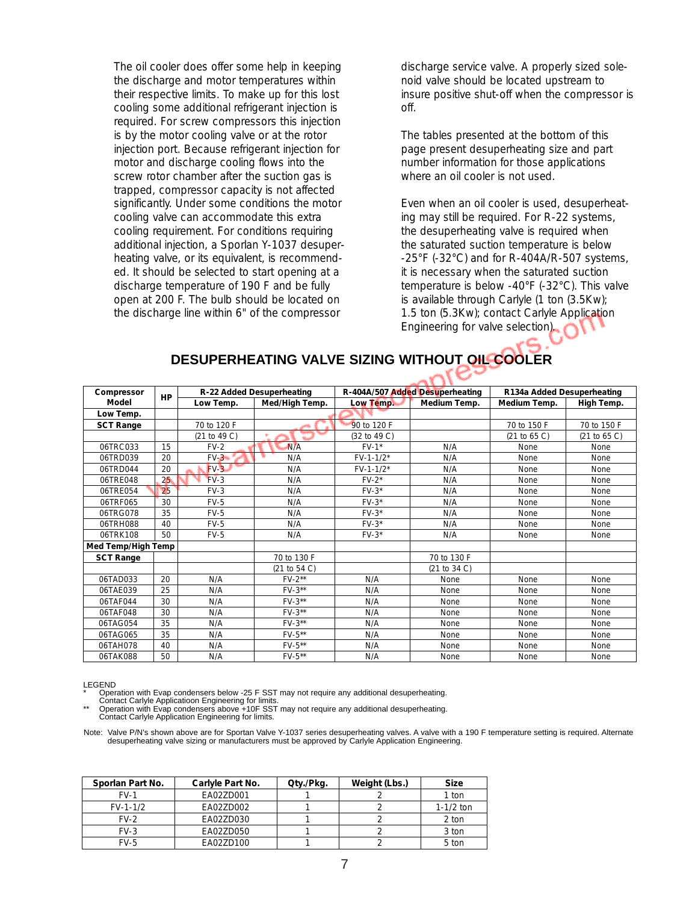The oil cooler does offer some help in keeping the discharge and motor temperatures within their respective limits. To make up for this lost cooling some additional refrigerant injection is required. For screw compressors this injection is by the motor cooling valve or at the rotor injection port. Because refrigerant injection for motor and discharge cooling flows into the screw rotor chamber after the suction gas is trapped, compressor capacity is not affected significantly. Under some conditions the motor cooling valve can accommodate this extra cooling requirement. For conditions requiring additional injection, a Sporlan Y-1037 desuperheating valve, or its equivalent, is recommended. It should be selected to start opening at a discharge temperature of 190 F and be fully open at 200 F. The bulb should be located on the discharge line within 6" of the compressor discharge service valve. A properly sized solenoid valve should be located upstream to insure positive shut-off when the compressor is off.

The tables presented at the bottom of this page present desuperheating size and part number information for those applications where an oil cooler is not used.

Even when an oil cooler is used, desuperheating may still be required. For R-22 systems, the desuperheating valve is required when the saturated suction temperature is below -25°F (-32°C) and for R-404A/R-507 systems, it is necessary when the saturated suction temperature is below -40°F (-32°C). This valve is available through Carlyle (1 ton (3.5Kw); 1.5 ton (5.3Kw); contact Carlyle Application Engineering for valve selection).

## DESUPERHEATING VALVE SIZING WITHOUT OIL COOLER

| Compressor Model | HP | R-22 Added Desuperheating | | R-404A/507 Added Desuperheating | | R134a Added Desuperheating | |
|---|---|---|---|---|---|---|---|
| | | Low Temp. | Med/High Temp. | Low Temp. | Medium Temp. | Medium Temp. | High Temp. |
| **Low Temp.** | | | | | | | |
| **SCT Range** | | 70 to 120 F | | 90 to 120 F | | 70 to 150 F | 70 to 150 F |
| | | (21 to 49 C) | | (32 to 49 C) | | (21 to 65 C) | (21 to 65 C) |
| 06TRC033 | 15 | FV-2 | N/A | FV-1* | N/A | None | None |
| 06TRD039 | 20 | FV-3 | N/A | FV-1-1/2* | N/A | None | None |
| 06TRD044 | 20 | FV-3 | N/A | FV-1-1/2* | N/A | None | None |
| 06TRE048 | 25 | FV-3 | N/A | FV-2* | N/A | None | None |
| 06TRE054 | 25 | FV-3 | N/A | FV-3* | N/A | None | None |
| 06TRF065 | 30 | FV-5 | N/A | FV-3* | N/A | None | None |
| 06TRG078 | 35 | FV-5 | N/A | FV-3* | N/A | None | None |
| 06TRH088 | 40 | FV-5 | N/A | FV-3* | N/A | None | None |
| 06TRK108 | 50 | FV-5 | N/A | FV-3* | N/A | None | None |
| **Med Temp/High Temp** | | | | | | | |
| **SCT Range** | | | 70 to 130 F | | 70 to 130 F | | |
| | | | (21 to 54 C) | | (21 to 34 C) | | |
| 06TAD033 | 20 | N/A | FV-2** | N/A | None | None | None |
| 06TAE039 | 25 | N/A | FV-3** | N/A | None | None | None |
| 06TAF044 | 30 | N/A | FV-3** | N/A | None | None | None |
| 06TAF048 | 30 | N/A | FV-3** | N/A | None | None | None |
| 06TAG054 | 35 | N/A | FV-3** | N/A | None | None | None |
| 06TAG065 | 35 | N/A | FV-5** | N/A | None | None | None |
| 06TAH078 | 40 | N/A | FV-5** | N/A | None | None | None |
| 06TAK088 | 50 | N/A | FV-5** | N/A | None | None | None |

LEGEND

\* Operation with Evap condensers below -25 F SST may not require any additional desuperheating. Contact Carlyle Applicatioon Engineering for limits.

\*\* Operation with Evap condensers above +10F SST may not require any additional desuperheating. Contact Carlyle Application Engineering for limits.

Note: Valve P/N's shown above are for Sportan Valve Y-1037 series desuperheating valves. A valve with a 190 F temperature setting is required. Alternate desuperheating valve sizing or manufacturers must be approved by Carlyle Application Engineering.

| Sporlan Part No. | Carlyle Part No. | Qty./Pkg. | Weight (Lbs.) | Size |
|---|---|---|---|---|
| FV-1 | EA02ZD001 | 1 | 2 | 1 ton |
| FV-1-1/2 | EA02ZD002 | 1 | 2 | 1-1/2 ton |
| FV-2 | EA02ZD030 | 1 | 2 | 2 ton |
| FV-3 | EA02ZD050 | 1 | 2 | 3 ton |
| FV-5 | EA02ZD100 | 1 | 2 | 5 ton |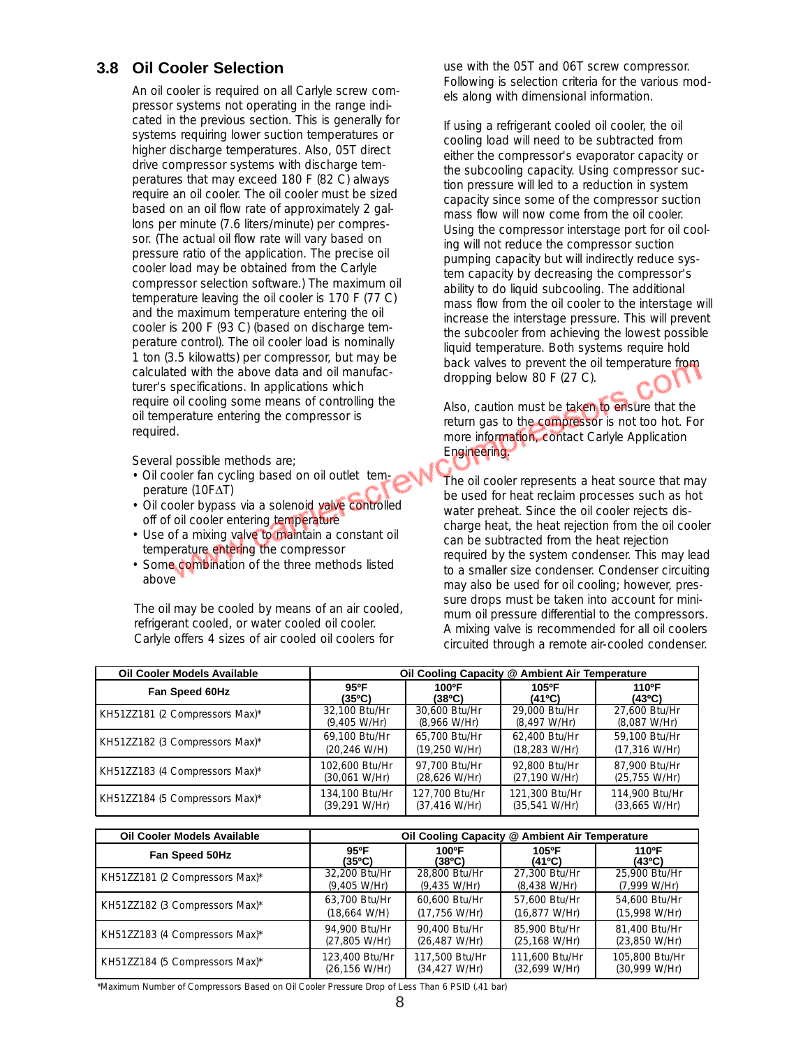## 3.8 Oil Cooler Selection

An oil cooler is required on all Carlyle screw compressor systems not operating in the range indicated in the previous section. This is generally for systems requiring lower suction temperatures or higher discharge temperatures. Also, 05T direct drive compressor systems with discharge temperatures that may exceed 180 F (82 C) always require an oil cooler. The oil cooler must be sized based on an oil flow rate of approximately 2 gallons per minute (7.6 liters/minute) per compressor. (The actual oil flow rate will vary based on pressure ratio of the application. The precise oil cooler load may be obtained from the Carlyle compressor selection software.) The maximum oil temperature leaving the oil cooler is 170 F (77 C) and the maximum temperature entering the oil cooler is 200 F (93 C) (based on discharge temperature control). The oil cooler load is nominally 1 ton (3.5 kilowatts) per compressor, but may be calculated with the above data and oil manufacturer's specifications. In applications which require oil cooling some means of controlling the oil temperature entering the compressor is required.

Several possible methods are;

- Oil cooler fan cycling based on oil outlet temperature (10F$\Delta$T)
- Oil cooler bypass via a solenoid valve controlled off of oil cooler entering temperature
- Use of a mixing valve to maintain a constant oil temperature entering the compressor
- Some combination of the three methods listed above

The oil may be cooled by means of an air cooled, refrigerant cooled, or water cooled oil cooler. Carlyle offers 4 sizes of air cooled oil coolers for use with the 05T and 06T screw compressor. Following is selection criteria for the various models along with dimensional information.

If using a refrigerant cooled oil cooler, the oil cooling load will need to be subtracted from either the compressor's evaporator capacity or the subcooling capacity. Using compressor suction pressure will led to a reduction in system capacity since some of the compressor suction mass flow will now come from the oil cooler. Using the compressor interstage port for oil cooling will not reduce the compressor suction pumping capacity but will indirectly reduce system capacity by decreasing the compressor's ability to do liquid subcooling. The additional mass flow from the oil cooler to the interstage will increase the interstage pressure. This will prevent the subcooler from achieving the lowest possible liquid temperature. Both systems require hold back valves to prevent the oil temperature from dropping below 80 F (27 C).

Also, caution must be taken to ensure that the return gas to the compressor is not too hot. For more information, contact Carlyle Application Engineering.

The oil cooler represents a heat source that may be used for heat reclaim processes such as hot water preheat. Since the oil cooler rejects discharge heat, the heat rejection from the oil cooler can be subtracted from the heat rejection required by the system condenser. This may lead to a smaller size condenser. Condenser circuiting may also be used for oil cooling; however, pressure drops must be taken into account for minimum oil pressure differential to the compressors. A mixing valve is recommended for all oil coolers circuited through a remote air-cooled condenser.

| Oil Cooler Models Available | Oil Cooling Capacity @ Ambient Air Temperature | | | |
|---|---|---|---|---|
| **Fan Speed 60Hz** | **95ºF (35ºC)** | **100ºF (38ºC)** | **105ºF (41ºC)** | **110ºF (43ºC)** |
| KH51ZZ181 (2 Compressors Max)* | 32,100 Btu/Hr (9,405 W/Hr) | 30,600 Btu/Hr (8,966 W/Hr) | 29,000 Btu/Hr (8,497 W/Hr) | 27,600 Btu/Hr (8,087 W/Hr) |
| KH51ZZ182 (3 Compressors Max)* | 69,100 Btu/Hr (20,246 W/H) | 65,700 Btu/Hr (19,250 W/Hr) | 62,400 Btu/Hr (18,283 W/Hr) | 59,100 Btu/Hr (17,316 W/Hr) |
| KH51ZZ183 (4 Compressors Max)* | 102,600 Btu/Hr (30,061 W/Hr) | 97,700 Btu/Hr (28,626 W/Hr) | 92,800 Btu/Hr (27,190 W/Hr) | 87,900 Btu/Hr (25,755 W/Hr) |
| KH51ZZ184 (5 Compressors Max)* | 134,100 Btu/Hr (39,291 W/Hr) | 127,700 Btu/Hr (37,416 W/Hr) | 121,300 Btu/Hr (35,541 W/Hr) | 114,900 Btu/Hr (33,665 W/Hr) |

| Oil Cooler Models Available | Oil Cooling Capacity @ Ambient Air Temperature | | | |
|---|---|---|---|---|
| **Fan Speed 50Hz** | **95ºF (35ºC)** | **100ºF (38ºC)** | **105ºF (41ºC)** | **110ºF (43ºC)** |
| KH51ZZ181 (2 Compressors Max)* | 32,200 Btu/Hr (9,405 W/Hr) | 28,800 Btu/Hr (9,435 W/Hr) | 27,300 Btu/Hr (8,438 W/Hr) | 25,900 Btu/Hr (7,999 W/Hr) |
| KH51ZZ182 (3 Compressors Max)* | 63,700 Btu/Hr (18,664 W/H) | 60,600 Btu/Hr (17,756 W/Hr) | 57,600 Btu/Hr (16,877 W/Hr) | 54,600 Btu/Hr (15,998 W/Hr) |
| KH51ZZ183 (4 Compressors Max)* | 94,900 Btu/Hr (27,805 W/Hr) | 90,400 Btu/Hr (26,487 W/Hr) | 85,900 Btu/Hr (25,168 W/Hr) | 81,400 Btu/Hr (23,850 W/Hr) |
| KH51ZZ184 (5 Compressors Max)* | 123,400 Btu/Hr (26,156 W/Hr) | 117,500 Btu/Hr (34,427 W/Hr) | 111,600 Btu/Hr (32,699 W/Hr) | 105,800 Btu/Hr (30,999 W/Hr) |

*Maximum Number of Compressors Based on Oil Cooler Pressure Drop of Less Than 6 PSID (.41 bar)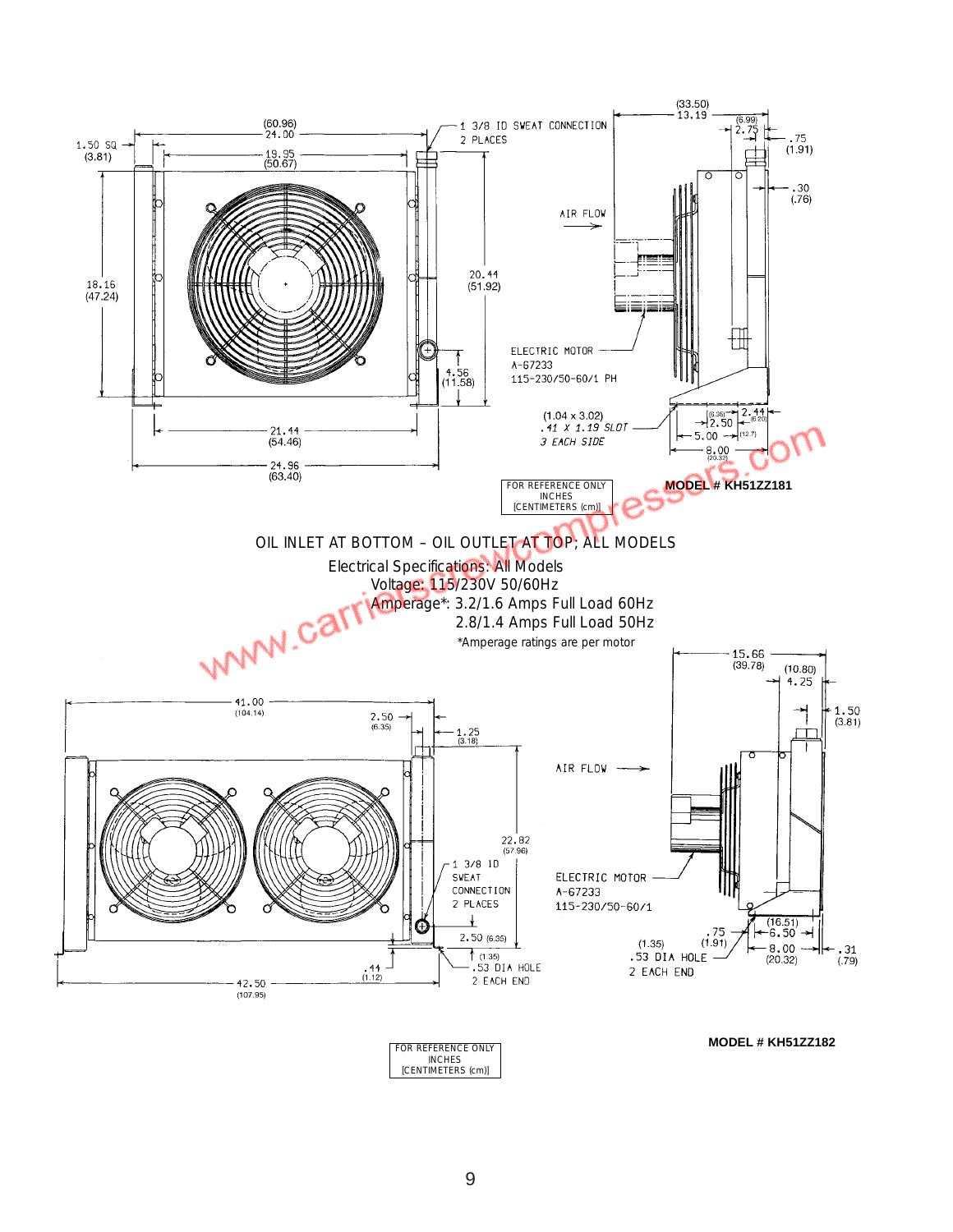1.50 SQ (3.81)

(60.96) 24.00

19.95 (50.67)

1 3/8 ID SWEAT CONNECTION 2 PLACES

(33.50) 13.19

(6.99) 2.75

.75 (1.91)

.30 (.76)

18.16 (47.24)

20.44 (51.92)

AIR FLOW

4.56 (11.58)

ELECTRIC MOTOR A-67233 115-230/50-60/1 PH

21.44 (54.46)

24.96 (63.40)

(1.04 x 3.02) .41 X 1.19 SLOT 3 EACH SIDE

(6.35) 2.50

2.44 (6.20)

5.00 (12.7)

8.00 (20.32)

FOR REFERENCE ONLY
INCHES
[CENTIMETERS (cm)]

**MODEL # KH51ZZ181**

OIL INLET AT BOTTOM – OIL OUTLET AT TOP; ALL MODELS

Electrical Specifications: All Models
Voltage: 115/230V 50/60Hz
Amperage*: 3.2/1.6 Amps Full Load 60Hz
2.8/1.4 Amps Full Load 50Hz
*Amperage ratings are per motor

41.00 (104.14)

2.50 (6.35)

1.25 (3.18)

15.66 (39.78)

(10.80) 4.25

1.50 (3.81)

AIR FLOW

22.82 (57.96)

1 3/8 ID SWEAT CONNECTION 2 PLACES

ELECTRIC MOTOR A-67233 115-230/50-60/1

2.50 (6.35)

(1.35) .53 DIA HOLE 2 EACH END

.44 (1.12)

42.50 (107.95)

.75 (1.91)

(16.51) 6.50

(1.35) .53 DIA HOLE 2 EACH END

8.00 (20.32)

.31 (.79)

**MODEL # KH51ZZ182**

FOR REFERENCE ONLY
INCHES
[CENTIMETERS (cm)]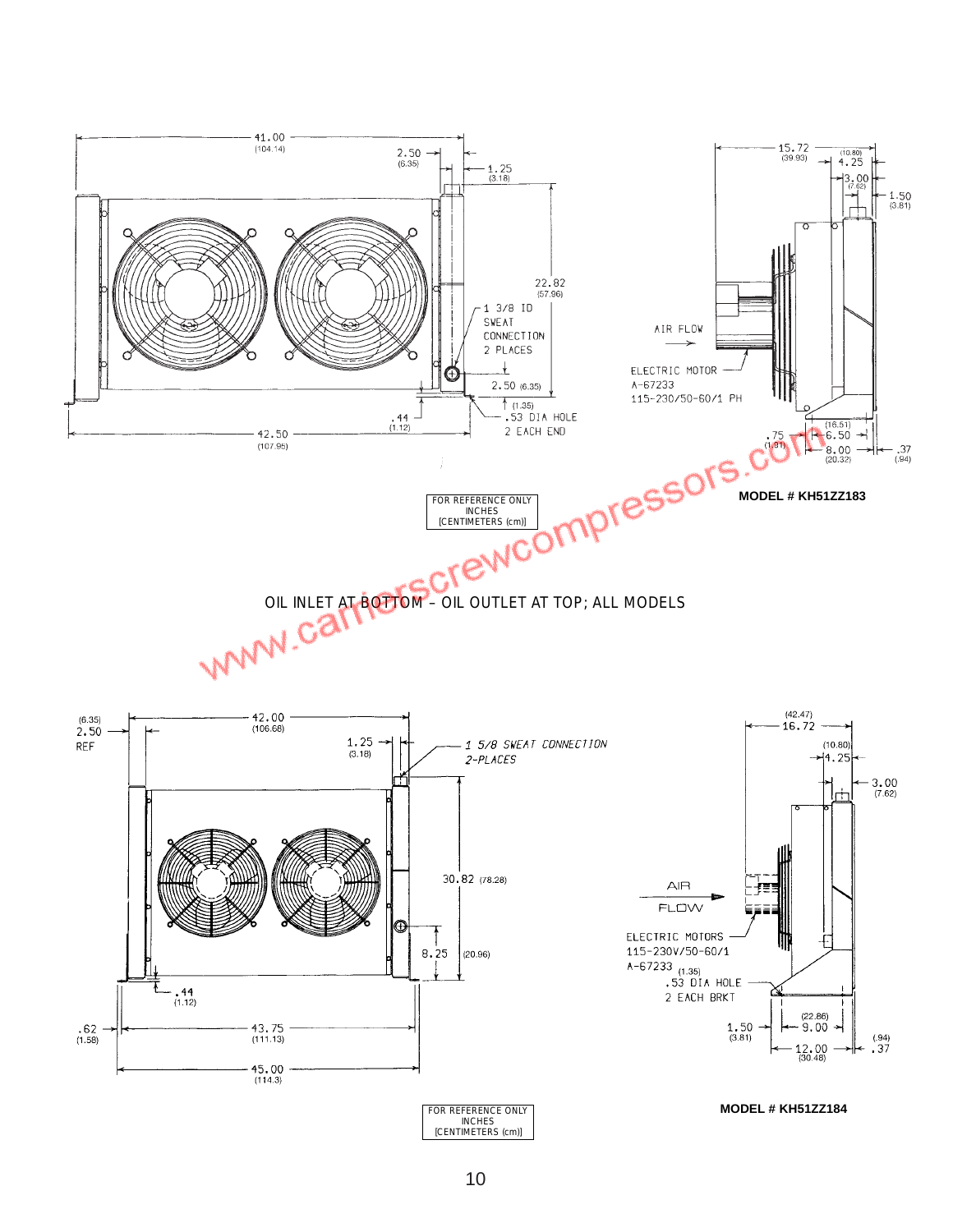41.00 (104.14)

2.50 (6.35)

1.25 (3.18)

22.82 (57.96)

1 3/8 ID SWEAT CONNECTION 2 PLACES

2.50 (6.35)

(1.35) .53 DIA HOLE 2 EACH END

.44 (1.12)

42.50 (107.95)

15.72 (39.93)

(10.80) 4.25

3.00 (7.62)

1.50 (3.81)

AIR FLOW

ELECTRIC MOTOR A-67233 115-230/50-60/1 PH

.75 (1.91)

(16.51) 6.50

8.00 (20.32)

.37 (.94)

FOR REFERENCE ONLY
INCHES
[CENTIMETERS (cm)]

**MODEL # KH51ZZ183**

OIL INLET AT BOTTOM – OIL OUTLET AT TOP; ALL MODELS

(6.35) 2.50 REF

42.00 (106.68)

1.25 (3.18)

*1 5/8 SWEAT CONNECTION 2-PLACES*

30.82 (78.28)

8.25 (20.96)

.44 (1.12)

.62 (1.58)

43.75 (111.13)

45.00 (114.3)

(42.47) 16.72

(10.80) 4.25

3.00 (7.62)

AIR FLOW

ELECTRIC MOTORS 115-230V/50-60/1 A-67233

(1.35) .53 DIA HOLE 2 EACH BRKT

1.50 (3.81)

(22.86) 9.00

12.00 (30.48)

(.94) .37

FOR REFERENCE ONLY
INCHES
[CENTIMETERS (cm)]

**MODEL # KH51ZZ184**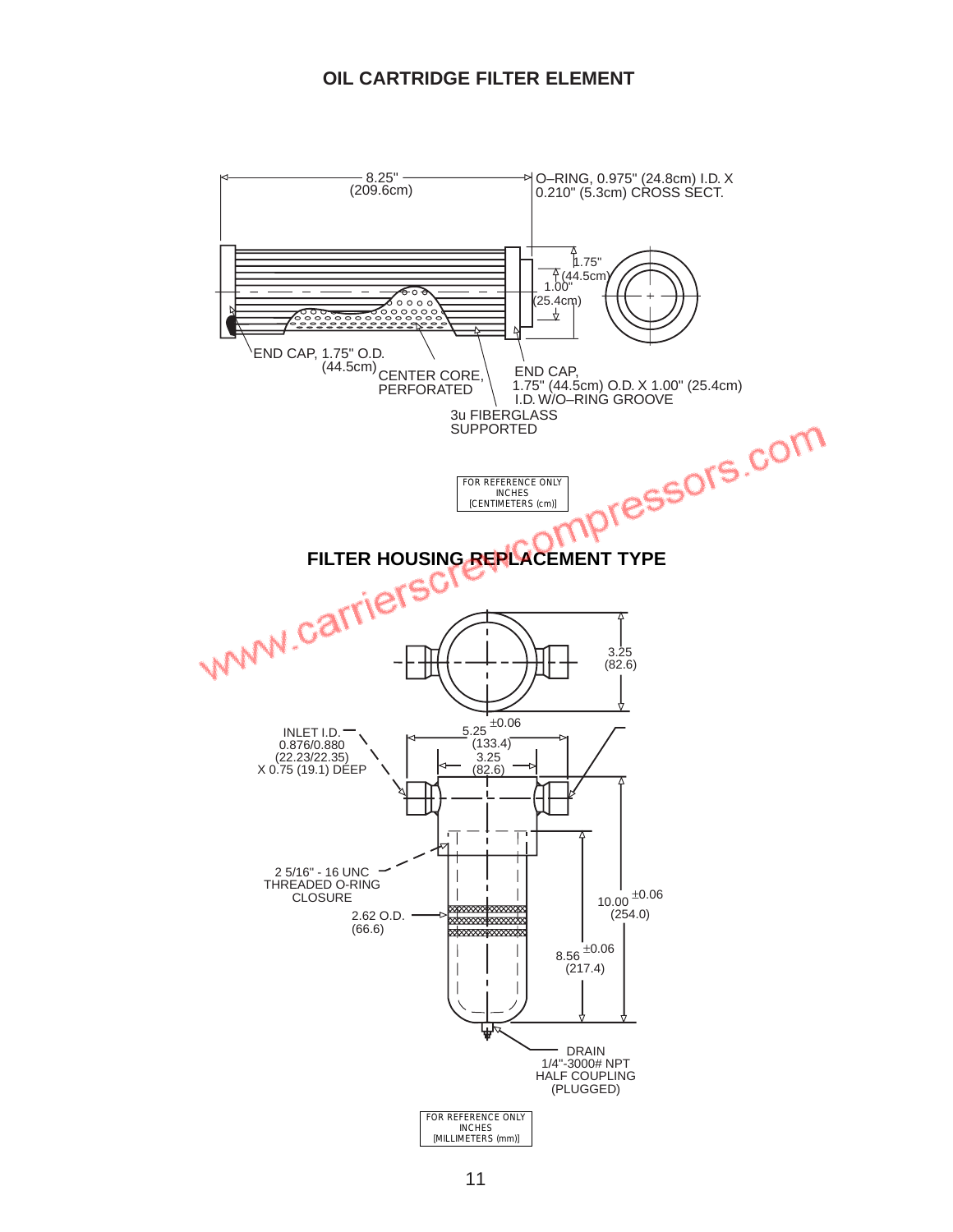## OIL CARTRIDGE FILTER ELEMENT

8.25" (209.6cm)

O–RING, 0.975" (24.8cm) I.D. X 0.210" (5.3cm) CROSS SECT.

1.75" (44.5cm)

1.00" (25.4cm)

END CAP, 1.75" O.D. (44.5cm)

CENTER CORE, PERFORATED

END CAP, 1.75" (44.5cm) O.D. X 1.00" (25.4cm) I.D. W/O–RING GROOVE

3u FIBERGLASS SUPPORTED

FOR REFERENCE ONLY
INCHES
[CENTIMETERS (cm)]

## FILTER HOUSING REPLACEMENT TYPE

3.25 (82.6)

INLET I.D. 0.876/0.880 (22.23/22.35) X 0.75 (19.1) DEEP

5.25 ±0.06 (133.4)

3.25 (82.6)

2 5/16" - 16 UNC THREADED O-RING CLOSURE

2.62 O.D. (66.6)

10.00 ±0.06 (254.0)

8.56 ±0.06 (217.4)

DRAIN 1/4"-3000# NPT HALF COUPLING (PLUGGED)

FOR REFERENCE ONLY
INCHES
[MILLIMETERS (mm)]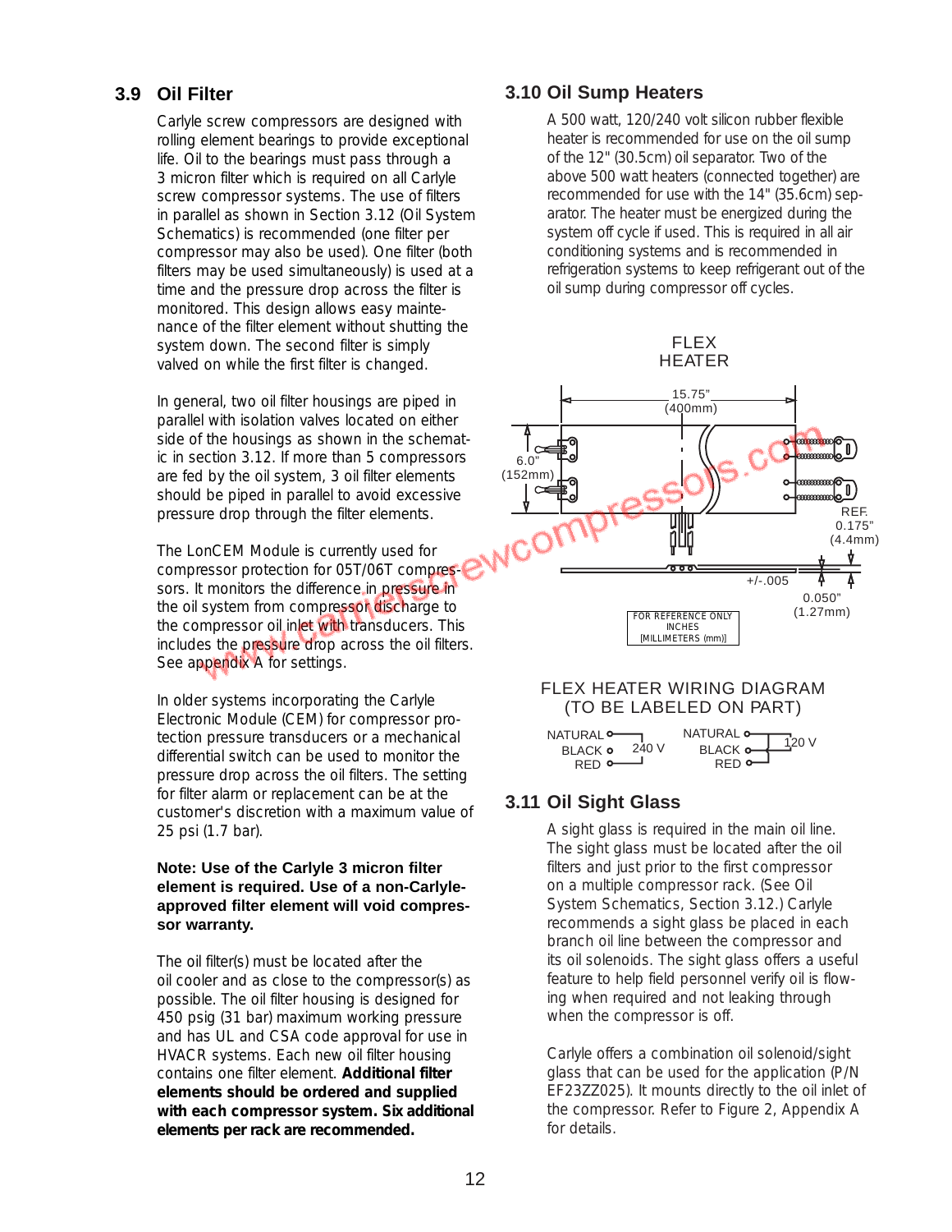## 3.9 Oil Filter

Carlyle screw compressors are designed with rolling element bearings to provide exceptional life. Oil to the bearings must pass through a 3 micron filter which is required on all Carlyle screw compressor systems. The use of filters in parallel as shown in Section 3.12 (Oil System Schematics) is recommended (one filter per compressor may also be used). One filter (both filters may be used simultaneously) is used at a time and the pressure drop across the filter is monitored. This design allows easy maintenance of the filter element without shutting the system down. The second filter is simply valved on while the first filter is changed.

In general, two oil filter housings are piped in parallel with isolation valves located on either side of the housings as shown in the schematic in section 3.12. If more than 5 compressors are fed by the oil system, 3 oil filter elements should be piped in parallel to avoid excessive pressure drop through the filter elements.

The LonCEM Module is currently used for compressor protection for 05T/06T compressors. It monitors the difference in pressure in the oil system from compressor discharge to the compressor oil inlet with transducers. This includes the pressure drop across the oil filters. See appendix A for settings.

In older systems incorporating the Carlyle Electronic Module (CEM) for compressor protection pressure transducers or a mechanical differential switch can be used to monitor the pressure drop across the oil filters. The setting for filter alarm or replacement can be at the customer's discretion with a maximum value of 25 psi (1.7 bar).

**Note: Use of the Carlyle 3 micron filter element is required. Use of a non-Carlyle-approved filter element will void compressor warranty.**

The oil filter(s) must be located after the oil cooler and as close to the compressor(s) as possible. The oil filter housing is designed for 450 psig (31 bar) maximum working pressure and has UL and CSA code approval for use in HVACR systems. Each new oil filter housing contains one filter element. **Additional filter elements should be ordered and supplied with each compressor system. Six additional elements per rack are recommended.**

## 3.10 Oil Sump Heaters

A 500 watt, 120/240 volt silicon rubber flexible heater is recommended for use on the oil sump of the 12" (30.5cm) oil separator. Two of the above 500 watt heaters (connected together) are recommended for use with the 14" (35.6cm) separator. The heater must be energized during the system off cycle if used. This is required in all air conditioning systems and is recommended in refrigeration systems to keep refrigerant out of the oil sump during compressor off cycles.

FLEX HEATER

15.75" (400mm)
6.0" (152mm)
REF. 0.175" (4.4mm)
+/-.005
0.050" (1.27mm)

FOR REFERENCE ONLY
INCHES
[MILLIMETERS (mm)]

FLEX HEATER WIRING DIAGRAM
(TO BE LABELED ON PART)

NATURAL, BLACK, RED — 240 V
NATURAL, BLACK, RED — 120 V

## 3.11 Oil Sight Glass

A sight glass is required in the main oil line. The sight glass must be located after the oil filters and just prior to the first compressor on a multiple compressor rack. (See Oil System Schematics, Section 3.12.) Carlyle recommends a sight glass be placed in each branch oil line between the compressor and its oil solenoids. The sight glass offers a useful feature to help field personnel verify oil is flowing when required and not leaking through when the compressor is off.

Carlyle offers a combination oil solenoid/sight glass that can be used for the application (P/N EF23ZZ025). It mounts directly to the oil inlet of the compressor. Refer to Figure 2, Appendix A for details.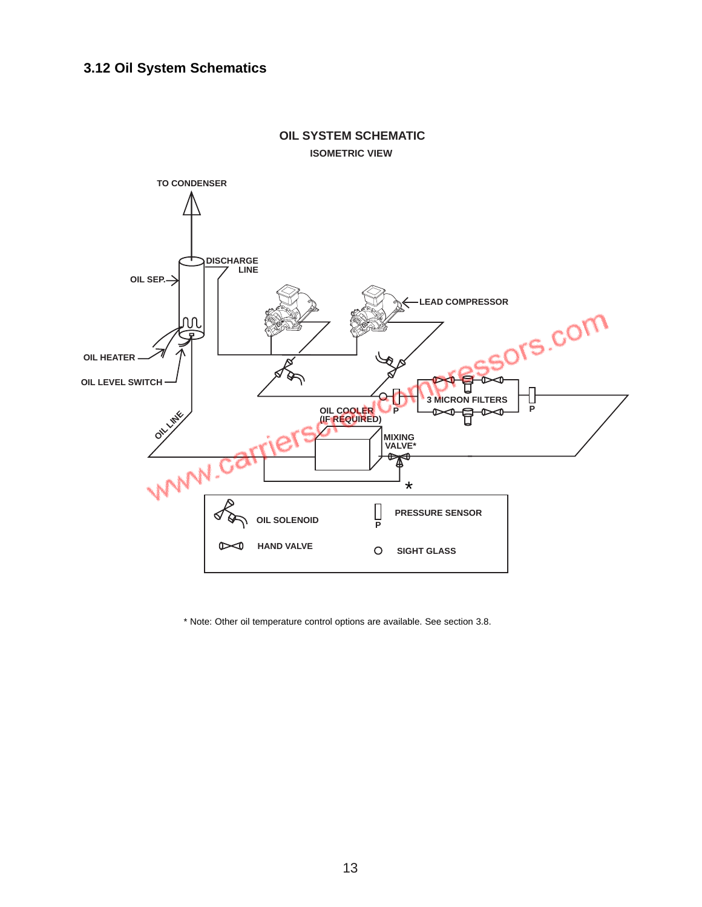## 3.12 Oil System Schematics

OIL SYSTEM SCHEMATIC

ISOMETRIC VIEW

TO CONDENSER

DISCHARGE LINE

OIL SEP.

LEAD COMPRESSOR

OIL HEATER

OIL LEVEL SWITCH

3 MICRON FILTERS

P

P

OIL COOLER (IF REQUIRED)

OIL LINE

MIXING VALVE*

*

| | | | |
|---|---|---|---|
| | OIL SOLENOID | P | PRESSURE SENSOR |
| | HAND VALVE | O | SIGHT GLASS |

* Note: Other oil temperature control options are available. See section 3.8.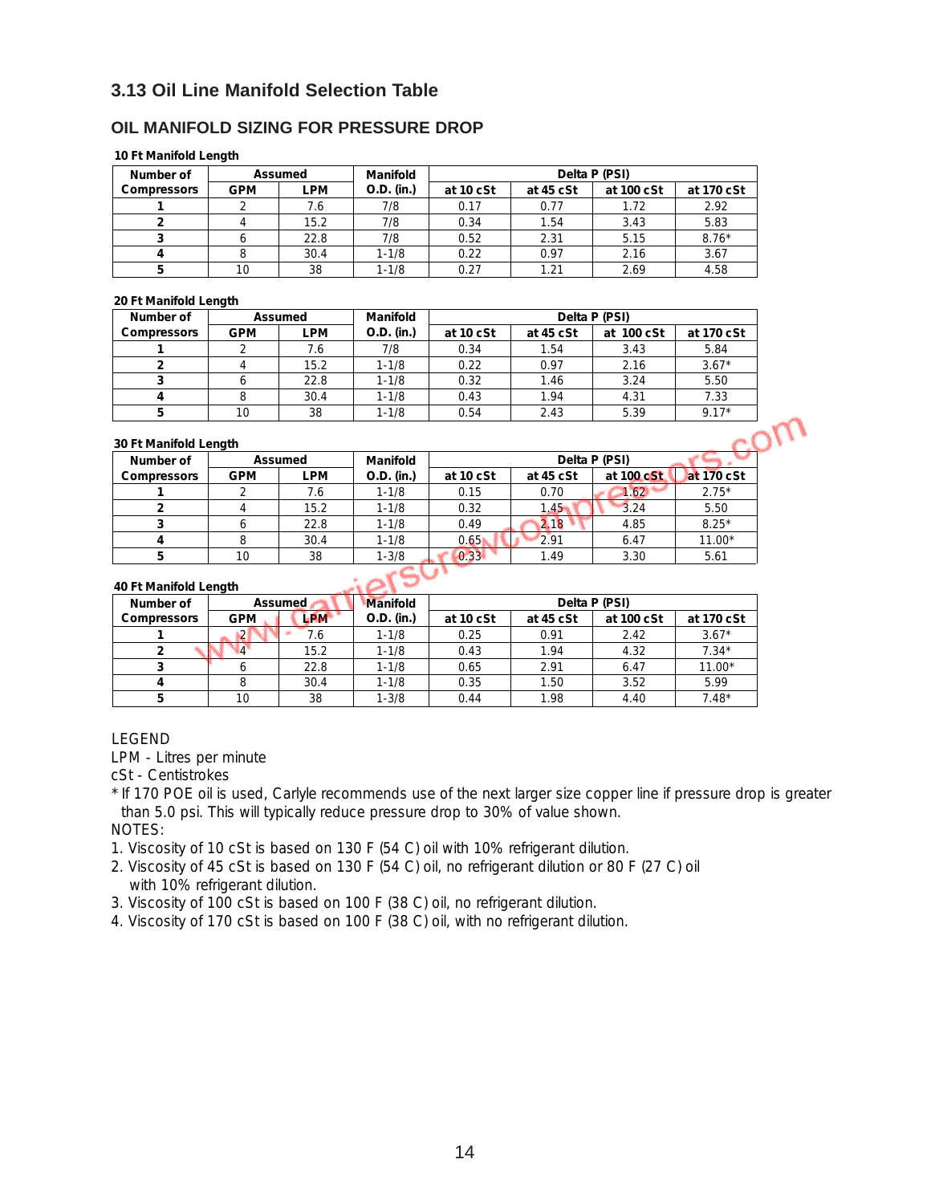## 3.13 Oil Line Manifold Selection Table

### OIL MANIFOLD SIZING FOR PRESSURE DROP

**10 Ft Manifold Length**

| Number of Compressors | Assumed | | Manifold O.D. (in.) | Delta P (PSI) | | | |
|---|---|---|---|---|---|---|---|
| | GPM | LPM | | at 10 cSt | at 45 cSt | at 100 cSt | at 170 cSt |
| 1 | 2 | 7.6 | 7/8 | 0.17 | 0.77 | 1.72 | 2.92 |
| 2 | 4 | 15.2 | 7/8 | 0.34 | 1.54 | 3.43 | 5.83 |
| 3 | 6 | 22.8 | 7/8 | 0.52 | 2.31 | 5.15 | 8.76* |
| 4 | 8 | 30.4 | 1-1/8 | 0.22 | 0.97 | 2.16 | 3.67 |
| 5 | 10 | 38 | 1-1/8 | 0.27 | 1.21 | 2.69 | 4.58 |

**20 Ft Manifold Length**

| Number of Compressors | Assumed | | Manifold O.D. (in.) | Delta P (PSI) | | | |
|---|---|---|---|---|---|---|---|
| | GPM | LPM | | at 10 cSt | at 45 cSt | at 100 cSt | at 170 cSt |
| 1 | 2 | 7.6 | 7/8 | 0.34 | 1.54 | 3.43 | 5.84 |
| 2 | 4 | 15.2 | 1-1/8 | 0.22 | 0.97 | 2.16 | 3.67* |
| 3 | 6 | 22.8 | 1-1/8 | 0.32 | 1.46 | 3.24 | 5.50 |
| 4 | 8 | 30.4 | 1-1/8 | 0.43 | 1.94 | 4.31 | 7.33 |
| 5 | 10 | 38 | 1-1/8 | 0.54 | 2.43 | 5.39 | 9.17* |

**30 Ft Manifold Length**

| Number of Compressors | Assumed | | Manifold O.D. (in.) | Delta P (PSI) | | | |
|---|---|---|---|---|---|---|---|
| | GPM | LPM | | at 10 cSt | at 45 cSt | at 100 cSt | at 170 cSt |
| 1 | 2 | 7.6 | 1-1/8 | 0.15 | 0.70 | 1.62 | 2.75* |
| 2 | 4 | 15.2 | 1-1/8 | 0.32 | 1.45 | 3.24 | 5.50 |
| 3 | 6 | 22.8 | 1-1/8 | 0.49 | 2.18 | 4.85 | 8.25* |
| 4 | 8 | 30.4 | 1-1/8 | 0.65 | 2.91 | 6.47 | 11.00* |
| 5 | 10 | 38 | 1-3/8 | 0.33 | 1.49 | 3.30 | 5.61 |

**40 Ft Manifold Length**

| Number of Compressors | Assumed | | Manifold O.D. (in.) | Delta P (PSI) | | | |
|---|---|---|---|---|---|---|---|
| | GPM | LPM | | at 10 cSt | at 45 cSt | at 100 cSt | at 170 cSt |
| 1 | 2 | 7.6 | 1-1/8 | 0.25 | 0.91 | 2.42 | 3.67* |
| 2 | 4 | 15.2 | 1-1/8 | 0.43 | 1.94 | 4.32 | 7.34* |
| 3 | 6 | 22.8 | 1-1/8 | 0.65 | 2.91 | 6.47 | 11.00* |
| 4 | 8 | 30.4 | 1-1/8 | 0.35 | 1.50 | 3.52 | 5.99 |
| 5 | 10 | 38 | 1-3/8 | 0.44 | 1.98 | 4.40 | 7.48* |

LEGEND
LPM - Litres per minute
cSt - Centistrokes
* If 170 POE oil is used, Carlyle recommends use of the next larger size copper line if pressure drop is greater than 5.0 psi. This will typically reduce pressure drop to 30% of value shown.

NOTES:

1. Viscosity of 10 cSt is based on 130 F (54 C) oil with 10% refrigerant dilution.
2. Viscosity of 45 cSt is based on 130 F (54 C) oil, no refrigerant dilution or 80 F (27 C) oil with 10% refrigerant dilution.
3. Viscosity of 100 cSt is based on 100 F (38 C) oil, no refrigerant dilution.
4. Viscosity of 170 cSt is based on 100 F (38 C) oil, with no refrigerant dilution.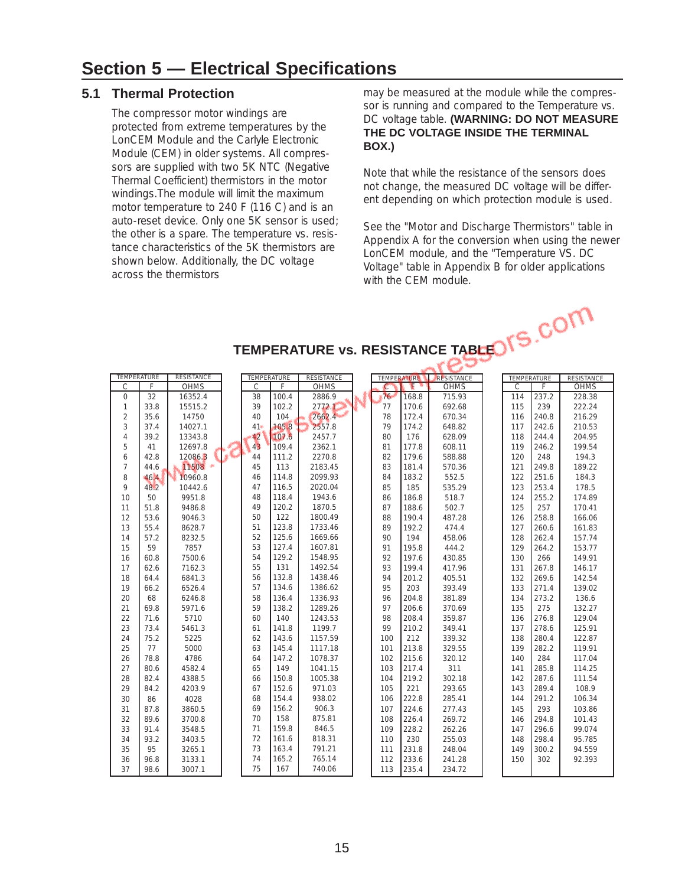# Section 5 — Electrical Specifications

## 5.1 Thermal Protection

The compressor motor windings are protected from extreme temperatures by the LonCEM Module and the Carlyle Electronic Module (CEM) in older systems. All compressors are supplied with two 5K NTC (Negative Thermal Coefficient) thermistors in the motor windings.The module will limit the maximum motor temperature to 240 F (116 C) and is an auto-reset device. Only one 5K sensor is used; the other is a spare. The temperature vs. resistance characteristics of the 5K thermistors are shown below. Additionally, the DC voltage across the thermistors may be measured at the module while the compressor is running and compared to the Temperature vs. DC voltage table. **(WARNING: DO NOT MEASURE THE DC VOLTAGE INSIDE THE TERMINAL BOX.)**

Note that while the resistance of the sensors does not change, the measured DC voltage will be different depending on which protection module is used.

See the "Motor and Discharge Thermistors" table in Appendix A for the conversion when using the newer LonCEM module, and the "Temperature VS. DC Voltage" table in Appendix B for older applications with the CEM module.

### TEMPERATURE vs. RESISTANCE TABLE

| TEMPERATURE | | RESISTANCE | TEMPERATURE | | RESISTANCE | TEMPERATURE | | RESISTANCE | TEMPERATURE | | RESISTANCE |
|---|---|---|---|---|---|---|---|---|---|---|---|
| C | F | OHMS | C | F | OHMS | C | F | OHMS | C | F | OHMS |
| 0 | 32 | 16352.4 | 38 | 100.4 | 2886.9 | 76 | 168.8 | 715.93 | 114 | 237.2 | 228.38 |
| 1 | 33.8 | 15515.2 | 39 | 102.2 | 2772.1 | 77 | 170.6 | 692.68 | 115 | 239 | 222.24 |
| 2 | 35.6 | 14750 | 40 | 104 | 2662.4 | 78 | 172.4 | 670.34 | 116 | 240.8 | 216.29 |
| 3 | 37.4 | 14027.1 | 41 | 105.8 | 2557.8 | 79 | 174.2 | 648.82 | 117 | 242.6 | 210.53 |
| 4 | 39.2 | 13343.8 | 42 | 107.6 | 2457.7 | 80 | 176 | 628.09 | 118 | 244.4 | 204.95 |
| 5 | 41 | 12697.8 | 43 | 109.4 | 2362.1 | 81 | 177.8 | 608.11 | 119 | 246.2 | 199.54 |
| 6 | 42.8 | 12086.3 | 44 | 111.2 | 2270.8 | 82 | 179.6 | 588.88 | 120 | 248 | 194.3 |
| 7 | 44.6 | 11508 | 45 | 113 | 2183.45 | 83 | 181.4 | 570.36 | 121 | 249.8 | 189.22 |
| 8 | 46.4 | 10960.8 | 46 | 114.8 | 2099.93 | 84 | 183.2 | 552.5 | 122 | 251.6 | 184.3 |
| 9 | 48.2 | 10442.6 | 47 | 116.5 | 2020.04 | 85 | 185 | 535.29 | 123 | 253.4 | 178.5 |
| 10 | 50 | 9951.8 | 48 | 118.4 | 1943.6 | 86 | 186.8 | 518.7 | 124 | 255.2 | 174.89 |
| 11 | 51.8 | 9486.8 | 49 | 120.2 | 1870.5 | 87 | 188.6 | 502.7 | 125 | 257 | 170.41 |
| 12 | 53.6 | 9046.3 | 50 | 122 | 1800.49 | 88 | 190.4 | 487.28 | 126 | 258.8 | 166.06 |
| 13 | 55.4 | 8628.7 | 51 | 123.8 | 1733.46 | 89 | 192.2 | 474.4 | 127 | 260.6 | 161.83 |
| 14 | 57.2 | 8232.5 | 52 | 125.6 | 1669.66 | 90 | 194 | 458.06 | 128 | 262.4 | 157.74 |
| 15 | 59 | 7857 | 53 | 127.4 | 1607.81 | 91 | 195.8 | 444.2 | 129 | 264.2 | 153.77 |
| 16 | 60.8 | 7500.6 | 54 | 129.2 | 1548.95 | 92 | 197.6 | 430.85 | 130 | 266 | 149.91 |
| 17 | 62.6 | 7162.3 | 55 | 131 | 1492.54 | 93 | 199.4 | 417.96 | 131 | 267.8 | 146.17 |
| 18 | 64.4 | 6841.3 | 56 | 132.8 | 1438.46 | 94 | 201.2 | 405.51 | 132 | 269.6 | 142.54 |
| 19 | 66.2 | 6526.4 | 57 | 134.6 | 1386.62 | 95 | 203 | 393.49 | 133 | 271.4 | 139.02 |
| 20 | 68 | 6246.8 | 58 | 136.4 | 1336.93 | 96 | 204.8 | 381.89 | 134 | 273.2 | 136.6 |
| 21 | 69.8 | 5971.6 | 59 | 138.2 | 1289.26 | 97 | 206.6 | 370.69 | 135 | 275 | 132.27 |
| 22 | 71.6 | 5710 | 60 | 140 | 1243.53 | 98 | 208.4 | 359.87 | 136 | 276.8 | 129.04 |
| 23 | 73.4 | 5461.3 | 61 | 141.8 | 1199.7 | 99 | 210.2 | 349.41 | 137 | 278.6 | 125.91 |
| 24 | 75.2 | 5225 | 62 | 143.6 | 1157.59 | 100 | 212 | 339.32 | 138 | 280.4 | 122.87 |
| 25 | 77 | 5000 | 63 | 145.4 | 1117.18 | 101 | 213.8 | 329.55 | 139 | 282.2 | 119.91 |
| 26 | 78.8 | 4786 | 64 | 147.2 | 1078.37 | 102 | 215.6 | 320.12 | 140 | 284 | 117.04 |
| 27 | 80.6 | 4582.4 | 65 | 149 | 1041.15 | 103 | 217.4 | 311 | 141 | 285.8 | 114.25 |
| 28 | 82.4 | 4388.5 | 66 | 150.8 | 1005.38 | 104 | 219.2 | 302.18 | 142 | 287.6 | 111.54 |
| 29 | 84.2 | 4203.9 | 67 | 152.6 | 971.03 | 105 | 221 | 293.65 | 143 | 289.4 | 108.9 |
| 30 | 86 | 4028 | 68 | 154.4 | 938.02 | 106 | 222.8 | 285.41 | 144 | 291.2 | 106.34 |
| 31 | 87.8 | 3860.5 | 69 | 156.2 | 906.3 | 107 | 224.6 | 277.43 | 145 | 293 | 103.86 |
| 32 | 89.6 | 3700.8 | 70 | 158 | 875.81 | 108 | 226.4 | 269.72 | 146 | 294.8 | 101.43 |
| 33 | 91.4 | 3548.5 | 71 | 159.8 | 846.5 | 109 | 228.2 | 262.26 | 147 | 296.6 | 99.074 |
| 34 | 93.2 | 3403.5 | 72 | 161.6 | 818.31 | 110 | 230 | 255.03 | 148 | 298.4 | 95.785 |
| 35 | 95 | 3265.1 | 73 | 163.4 | 791.21 | 111 | 231.8 | 248.04 | 149 | 300.2 | 94.559 |
| 36 | 96.8 | 3133.1 | 74 | 165.2 | 765.14 | 112 | 233.6 | 241.28 | 150 | 302 | 92.393 |
| 37 | 98.6 | 3007.1 | 75 | 167 | 740.06 | 113 | 235.4 | 234.72 | | | |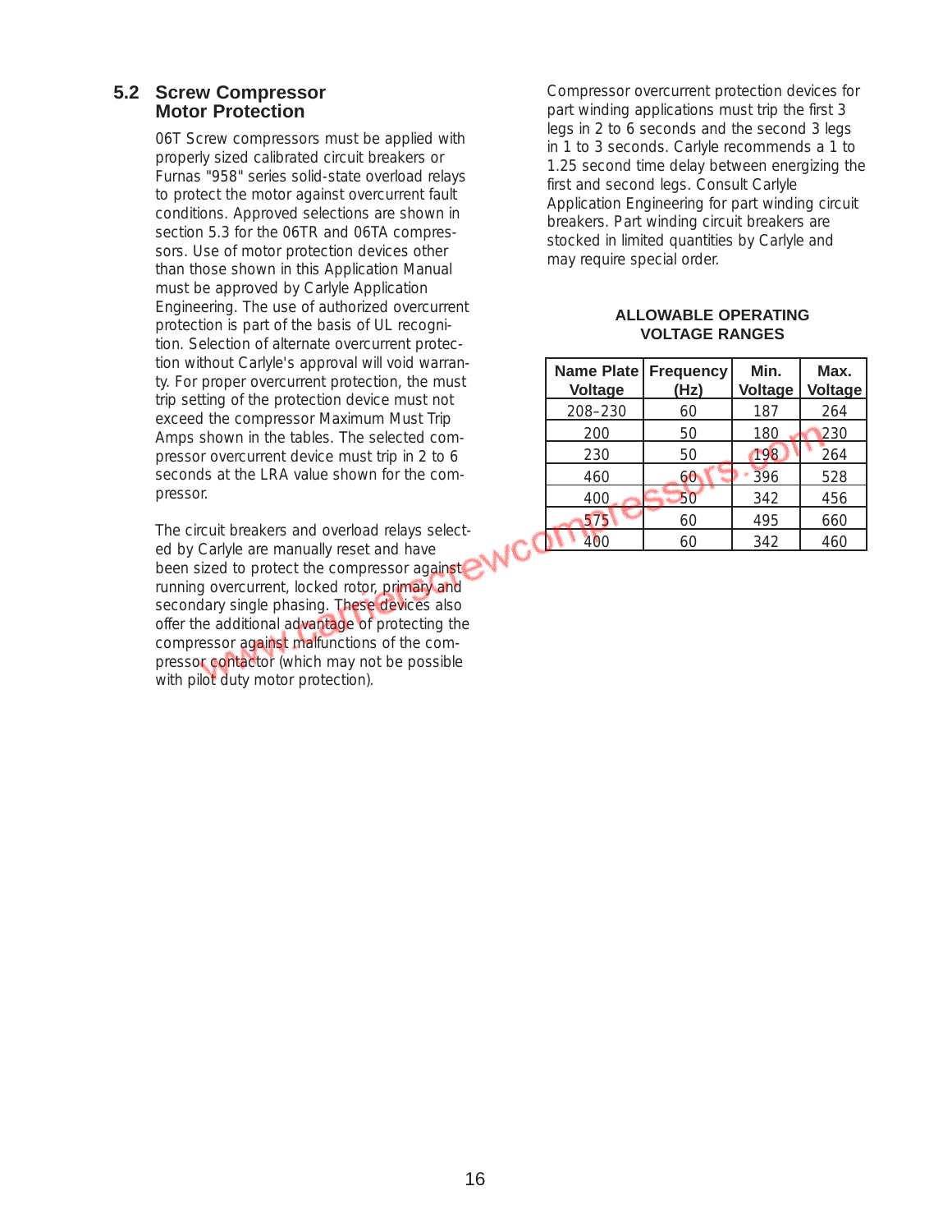## 5.2 Screw Compressor Motor Protection

06T Screw compressors must be applied with properly sized calibrated circuit breakers or Furnas "958" series solid-state overload relays to protect the motor against overcurrent fault conditions. Approved selections are shown in section 5.3 for the 06TR and 06TA compressors. Use of motor protection devices other than those shown in this Application Manual must be approved by Carlyle Application Engineering. The use of authorized overcurrent protection is part of the basis of UL recognition. Selection of alternate overcurrent protection without Carlyle's approval will void warranty. For proper overcurrent protection, the must trip setting of the protection device must not exceed the compressor Maximum Must Trip Amps shown in the tables. The selected compressor overcurrent device must trip in 2 to 6 seconds at the LRA value shown for the compressor.

The circuit breakers and overload relays selected by Carlyle are manually reset and have been sized to protect the compressor against running overcurrent, locked rotor, primary and secondary single phasing. These devices also offer the additional advantage of protecting the compressor against malfunctions of the compressor contactor (which may not be possible with pilot duty motor protection).

Compressor overcurrent protection devices for part winding applications must trip the first 3 legs in 2 to 6 seconds and the second 3 legs in 1 to 3 seconds. Carlyle recommends a 1 to 1.25 second time delay between energizing the first and second legs. Consult Carlyle Application Engineering for part winding circuit breakers. Part winding circuit breakers are stocked in limited quantities by Carlyle and may require special order.

**ALLOWABLE OPERATING VOLTAGE RANGES**

| Name Plate Voltage | Frequency (Hz) | Min. Voltage | Max. Voltage |
|---|---|---|---|
| 208–230 | 60 | 187 | 264 |
| 200 | 50 | 180 | 230 |
| 230 | 50 | 198 | 264 |
| 460 | 60 | 396 | 528 |
| 400 | 50 | 342 | 456 |
| 575 | 60 | 495 | 660 |
| 400 | 60 | 342 | 460 |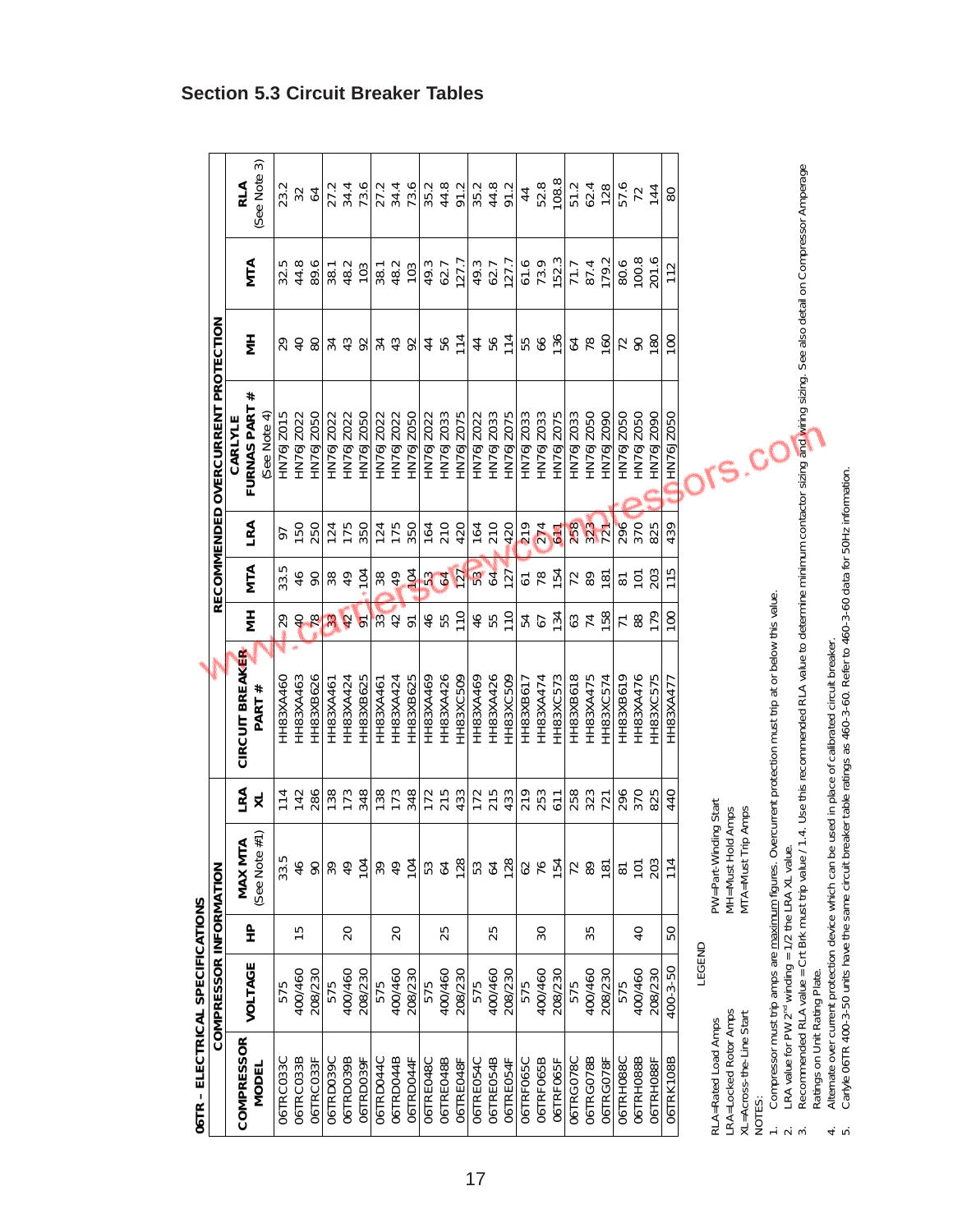## Section 5.3 Circuit Breaker Tables

**06TR – ELECTRICAL SPECIFICATIONS**

| COMPRESSOR INFORMATION | | | | | RECOMMENDED OVERCURRENT PROTECTION | | | | | | | | |
|---|---|---|---|---|---|---|---|---|---|---|---|---|---|
| COMPRESSOR MODEL | VOLTAGE | HP | MAX MTA (See Note #1) | LRA XL | CIRCUIT BREAKER PART # | MH | MTA | LRA | CARLYLE FURNAS PART # (See Note 4) | MH | MTA | RLA (See Note 3) |
| 06TRC033C | 575 | 15 | 33.5 | 114 | HH83XA460 | 29 | 33.5 | 97 | HN76J2015 | 29 | 32.5 | 23.2 |
| 06TRC033B | 400/460 | | 46 | 142 | HH83XA463 | 40 | 46 | 150 | HN76J2022 | 40 | 44.8 | 32 |
| 06TRC033F | 208/230 | | 90 | 286 | HH83XB626 | 78 | 90 | 250 | HN76J2050 | 80 | 89.6 | 64 |
| 06TRD039C | 575 | 20 | 39 | 138 | HH83XA461 | 33 | 38 | 124 | HN76J2022 | 34 | 38.1 | 27.2 |
| 06TRD039B | 400/460 | | 49 | 173 | HH83XA424 | 42 | 49 | 175 | HN76J2022 | 43 | 48.2 | 34.4 |
| 06TRD039F | 208/230 | | 104 | 348 | HH83XB625 | 91 | 104 | 350 | HN76J2050 | 92 | 103 | 73.6 |
| 06TRD044C | 575 | 20 | 39 | 138 | HH83XA461 | 33 | 38 | 124 | HN76J2022 | 34 | 38.1 | 27.2 |
| 06TRD044B | 400/460 | | 49 | 173 | HH83XA424 | 42 | 49 | 175 | HN76J2022 | 43 | 48.2 | 34.4 |
| 06TRD044F | 208/230 | | 104 | 348 | HH83XB625 | 91 | 104 | 350 | HN76J2050 | 92 | 103 | 73.6 |
| 06TRE048C | 575 | 25 | 53 | 172 | HH83XA469 | 46 | 53 | 164 | HN76J2022 | 44 | 49.3 | 35.2 |
| 06TRE048B | 400/460 | | 64 | 215 | HH83XA426 | 55 | 64 | 210 | HN76J2033 | 56 | 62.7 | 44.8 |
| 06TRE048F | 208/230 | | 128 | 433 | HH83XC509 | 110 | 127 | 420 | HN76J2075 | 114 | 127.7 | 91.2 |
| 06TRE054C | 575 | 25 | 53 | 172 | HH83XA469 | 46 | 53 | 164 | HN76J2022 | 44 | 49.3 | 35.2 |
| 06TRE054B | 400/460 | | 64 | 215 | HH83XA426 | 55 | 64 | 210 | HN76J2033 | 56 | 62.7 | 44.8 |
| 06TRE054F | 208/230 | | 128 | 433 | HH83XC509 | 110 | 127 | 420 | HN76J2075 | 114 | 127.7 | 91.2 |
| 06TRF065C | 575 | 30 | 62 | 219 | HH83XB617 | 54 | 61 | 219 | HN76J2033 | 55 | 61.6 | 44 |
| 06TRF065B | 400/460 | | 76 | 253 | HH83XA474 | 67 | 78 | 274 | HN76J2033 | 66 | 73.9 | 52.8 |
| 06TRF065F | 208/230 | | 154 | 611 | HH83XC573 | 134 | 154 | 611 | HN76J2075 | 136 | 152.3 | 108.8 |
| 06TRG078C | 575 | 35 | 72 | 258 | HH83XB618 | 63 | 72 | 258 | HN76J2033 | 64 | 71.7 | 51.2 |
| 06TRG078B | 400/460 | | 89 | 323 | HH83XA475 | 74 | 89 | 323 | HN76J2050 | 78 | 87.4 | 62.4 |
| 06TRG078F | 208/230 | | 181 | 721 | HH83XC574 | 158 | 181 | 721 | HN76J2090 | 160 | 179.2 | 128 |
| 06TRH088C | 575 | 40 | 81 | 296 | HH83XB619 | 71 | 81 | 296 | HN76J2050 | 72 | 80.6 | 57.6 |
| 06TRH088B | 400/460 | | 101 | 370 | HH83XA476 | 88 | 101 | 370 | HN76J2050 | 90 | 100.8 | 72 |
| 06TRH088F | 208/230 | | 203 | 825 | HH83XC575 | 179 | 203 | 825 | HN76J2090 | 180 | 201.6 | 144 |
| 06TRK108B | 400-3-50 | 50 | 114 | 440 | HH83XA477 | 100 | 115 | 439 | HN76J2050 | 100 | 112 | 80 |

LEGEND

RLA=Rated Load Amps
LRA=Locked Rotor Amps
XL=Across-the-Line Start
PW=Part-Winding Start
MH=Must Hold Amps
MTA=Must Trip Amps

NOTES:

1. Compressor must trip amps are maximum figures. Overcurrent protection must trip at or below this value.
2. LRA value for PW 2nd winding = 1/2 the LRA XL value.
3. Recommended RLA value = Crt Brk must trip value / 1.4. Use this recommended RLA value to determine minimum contactor sizing and wiring sizing. See also detail on Compressor Amperage Ratings on Unit Rating Plate.
4. Alternate over current protection device which can be used in place of calibrated circuit breaker.
5. Carlyle 06TR 400-3-50 units have the same circuit breaker table ratings as 460-3-60. Refer to 460-3-60 data for 50Hz information.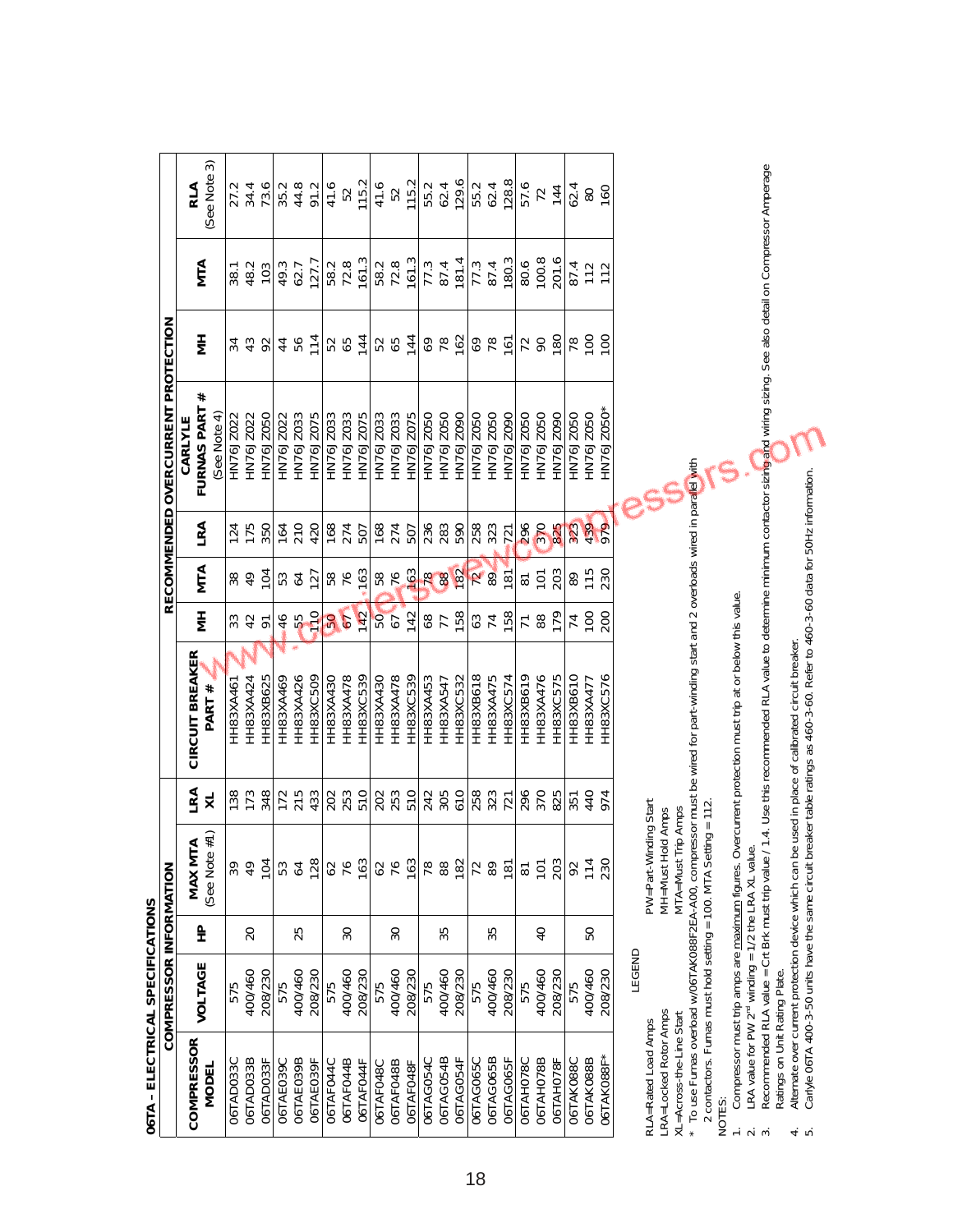## 06TA – ELECTRICAL SPECIFICATIONS

| COMPRESSOR INFORMATION | | | | | RECOMMENDED OVERCURRENT PROTECTION | | | | | | | | |
|---|---|---|---|---|---|---|---|---|---|---|---|---|---|
| COMPRESSOR MODEL | VOLTAGE | HP | MAX MTA (See Note #1) | LRA XL | CIRCUIT BREAKER PART # | MH | MTA | LRA | CARLYLE FURNAS PART # (See Note 4) | MH | MTA | RLA (See Note 3) |
| 06TAD033C | 575 | 20 | 39 | 138 | HH83XA461 | 33 | 38 | 124 | HN76J2022 | 34 | 38.1 | 27.2 |
| 06TAD033B | 400/460 | | 49 | 173 | HH83XA424 | 42 | 49 | 175 | HN76J2022 | 43 | 48.2 | 34.4 |
| 06TAD033F | 208/230 | | 104 | 348 | HH83XB625 | 91 | 104 | 350 | HN76J2050 | 92 | 103 | 73.6 |
| 06TAE039C | 575 | 25 | 53 | 172 | HH83XA469 | 46 | 53 | 164 | HN76J2022 | 44 | 49.3 | 35.2 |
| 06TAE039B | 400/460 | | 64 | 215 | HH83XA426 | 55 | 64 | 210 | HN76J2033 | 56 | 62.7 | 44.8 |
| 06TAE039F | 208/230 | | 128 | 433 | HH83XC509 | 110 | 127 | 420 | HN76J2075 | 114 | 127.7 | 91.2 |
| 06TAF044C | 575 | 30 | 62 | 202 | HH83XA430 | 50 | 58 | 168 | HN76J2033 | 52 | 58.2 | 41.6 |
| 06TAF044B | 400/460 | | 76 | 253 | HH83XA478 | 67 | 76 | 274 | HN76J2033 | 65 | 72.8 | 52 |
| 06TAF044F | 208/230 | | 163 | 510 | HH83XC539 | 142 | 163 | 507 | HN76J2075 | 144 | 161.3 | 115.2 |
| 06TAF048C | 575 | 30 | 62 | 202 | HH83XA430 | 50 | 58 | 168 | HN76J2033 | 52 | 58.2 | 41.6 |
| 06TAF048B | 400/460 | | 76 | 253 | HH83XA478 | 67 | 76 | 274 | HN76J2033 | 65 | 72.8 | 52 |
| 06TAF048F | 208/230 | | 163 | 510 | HH83XC539 | 142 | 163 | 507 | HN76J2075 | 144 | 161.3 | 115.2 |
| 06TAG054C | 575 | 35 | 78 | 242 | HH83XA453 | 68 | 78 | 236 | HN76J2050 | 69 | 77.3 | 55.2 |
| 06TAG054B | 400/460 | | 88 | 305 | HH83XA547 | 77 | 88 | 283 | HN76J2050 | 78 | 87.4 | 62.4 |
| 06TAG054F | 208/230 | | 182 | 610 | HH83XC532 | 158 | 182 | 590 | HN76J2090 | 162 | 181.4 | 129.6 |
| 06TAG065C | 575 | 35 | 72 | 258 | HH83XB618 | 63 | 72 | 258 | HN76J2050 | 69 | 77.3 | 55.2 |
| 06TAG065B | 400/460 | | 89 | 323 | HH83XA475 | 74 | 89 | 323 | HN76J2050 | 78 | 87.4 | 62.4 |
| 06TAG065F | 208/230 | | 181 | 721 | HH83XC574 | 158 | 181 | 721 | HN76J2090 | 161 | 180.3 | 128.8 |
| 06TAH078C | 575 | 40 | 81 | 296 | HH83XB619 | 71 | 81 | 296 | HN76J2050 | 72 | 80.6 | 57.6 |
| 06TAH078B | 400/460 | | 101 | 370 | HH83XA476 | 88 | 101 | 370 | HN76J2050 | 90 | 100.8 | 72 |
| 06TAH078F | 208/230 | | 203 | 825 | HH83XC575 | 179 | 203 | 825 | HN76J2090 | 180 | 201.6 | 144 |
| 06TAK088C | 575 | 50 | 92 | 351 | HH83XB610 | 74 | 89 | 323 | HN76J2050 | 78 | 87.4 | 62.4 |
| 06TAK088B | 400/460 | | 114 | 440 | HH83XA477 | 100 | 115 | 439 | HN76J2050 | 100 | 112 | 80 |
| 06TAK088F* | 208/230 | | 230 | 974 | HH83XC576 | 200 | 230 | 979 | HN76J2050* | 100 | 112 | 160 |

LEGEND

RLA=Rated Load Amps
LRA=Locked Rotor Amps
XL=Across-the-Line Start
PW=Part-Winding Start
MH=Must Hold Amps
MTA=Must Trip Amps

\* To use Furnas overload w/06TAK088F2EA-A00, compressor must be wired for part-winding start and 2 overloads wired in parallel with 2 contactors. Furnas must hold setting = 100, MTA Setting = 112.

NOTES:

1. Compressor must trip amps are maximum figures. Overcurrent protection must trip at or below this value.
2. LRA value for PW 2nd winding = 1/2 the LRA XL value.
3. Recommended RLA value = Crt Brk must trip value / 1.4. Use this recommended RLA value to determine minimum contactor sizing and wiring sizing. See also detail on Compressor Amperage Ratings on Unit Rating Plate.
4. Alternate over current protection device which can be used in place of calibrated circuit breaker.
5. Carlyle 06TA 400-3-50 units have the same circuit breaker table ratings as 460-3-60. Refer to 460-3-60 data for 50Hz information.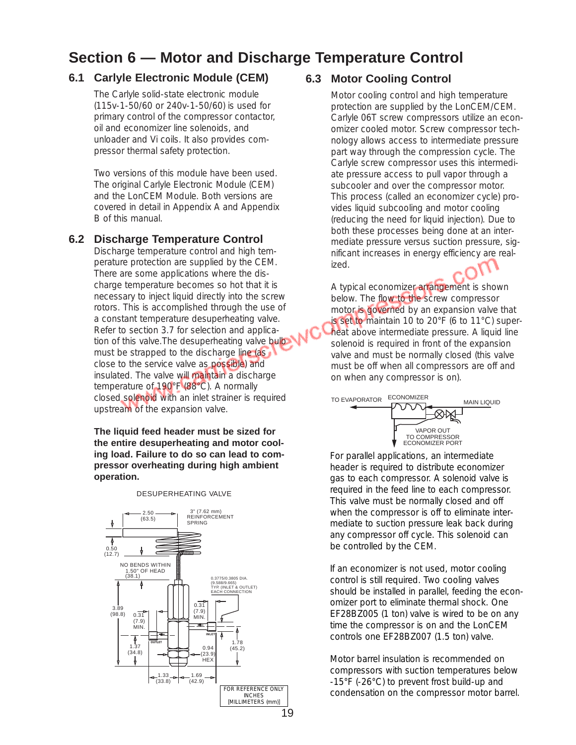# Section 6 — Motor and Discharge Temperature Control

## 6.1 Carlyle Electronic Module (CEM)

The Carlyle solid-state electronic module (115v-1-50/60 or 240v-1-50/60) is used for primary control of the compressor contactor, oil and economizer line solenoids, and unloader and Vi coils. It also provides compressor thermal safety protection.

Two versions of this module have been used. The original Carlyle Electronic Module (CEM) and the LonCEM Module. Both versions are covered in detail in Appendix A and Appendix B of this manual.

## 6.2 Discharge Temperature Control

Discharge temperature control and high temperature protection are supplied by the CEM. There are some applications where the discharge temperature becomes so hot that it is necessary to inject liquid directly into the screw rotors. This is accomplished through the use of a constant temperature desuperheating valve. Refer to section 3.7 for selection and application of this valve.The desuperheating valve bulb must be strapped to the discharge line (as close to the service valve as possible) and insulated. The valve will maintain a discharge temperature of 190°F (88°C). A normally closed solenoid with an inlet strainer is required upstream of the expansion valve.

**The liquid feed header must be sized for the entire desuperheating and motor cooling load. Failure to do so can lead to compressor overheating during high ambient operation.**

DESUPERHEATING VALVE

2.50 (63.5) — 3" (7.62 mm) REINFORCEMENT SPRING — 0.50 (12.7) — NO BENDS WITHIN 1.50" OF HEAD (38.1) — 0.3775/0.3805 DIA. (9.588/9.665) TYP. (INLET & OUTLET) EACH CONNECTION — 3.89 (98.8) — 0.31 (7.9) MIN. — 0.31 (7.9) MIN. — OUTLET — INLET — 1.37 (34.8) — 0.94 (23.9) HEX — 1.78 (45.2) — 1.33 (33.8) — 1.69 (42.9)

FOR REFERENCE ONLY
INCHES
[MILLIMETERS (mm)]

## 6.3 Motor Cooling Control

Motor cooling control and high temperature protection are supplied by the LonCEM/CEM. Carlyle 06T screw compressors utilize an economizer cooled motor. Screw compressor technology allows access to intermediate pressure part way through the compression cycle. The Carlyle screw compressor uses this intermediate pressure access to pull vapor through a subcooler and over the compressor motor. This process (called an economizer cycle) provides liquid subcooling and motor cooling (reducing the need for liquid injection). Due to both these processes being done at an intermediate pressure versus suction pressure, significant increases in energy efficiency are realized.

A typical economizer arrangement is shown below. The flow to the screw compressor motor is governed by an expansion valve that is set to maintain 10 to 20°F (6 to 11°C) superheat above intermediate pressure. A liquid line solenoid is required in front of the expansion valve and must be normally closed (this valve must be off when all compressors are off and on when any compressor is on).

TO EVAPORATOR — ECONOMIZER — MAIN LIQUID — VAPOR OUT TO COMPRESSOR ECONOMIZER PORT

For parallel applications, an intermediate header is required to distribute economizer gas to each compressor. A solenoid valve is required in the feed line to each compressor. This valve must be normally closed and off when the compressor is off to eliminate intermediate to suction pressure leak back during any compressor off cycle. This solenoid can be controlled by the CEM.

If an economizer is not used, motor cooling control is still required. Two cooling valves should be installed in parallel, feeding the economizer port to eliminate thermal shock. One EF28BZ005 (1 ton) valve is wired to be on any time the compressor is on and the LonCEM controls one EF28BZ007 (1.5 ton) valve.

Motor barrel insulation is recommended on compressors with suction temperatures below -15°F (-26°C) to prevent frost build-up and condensation on the compressor motor barrel.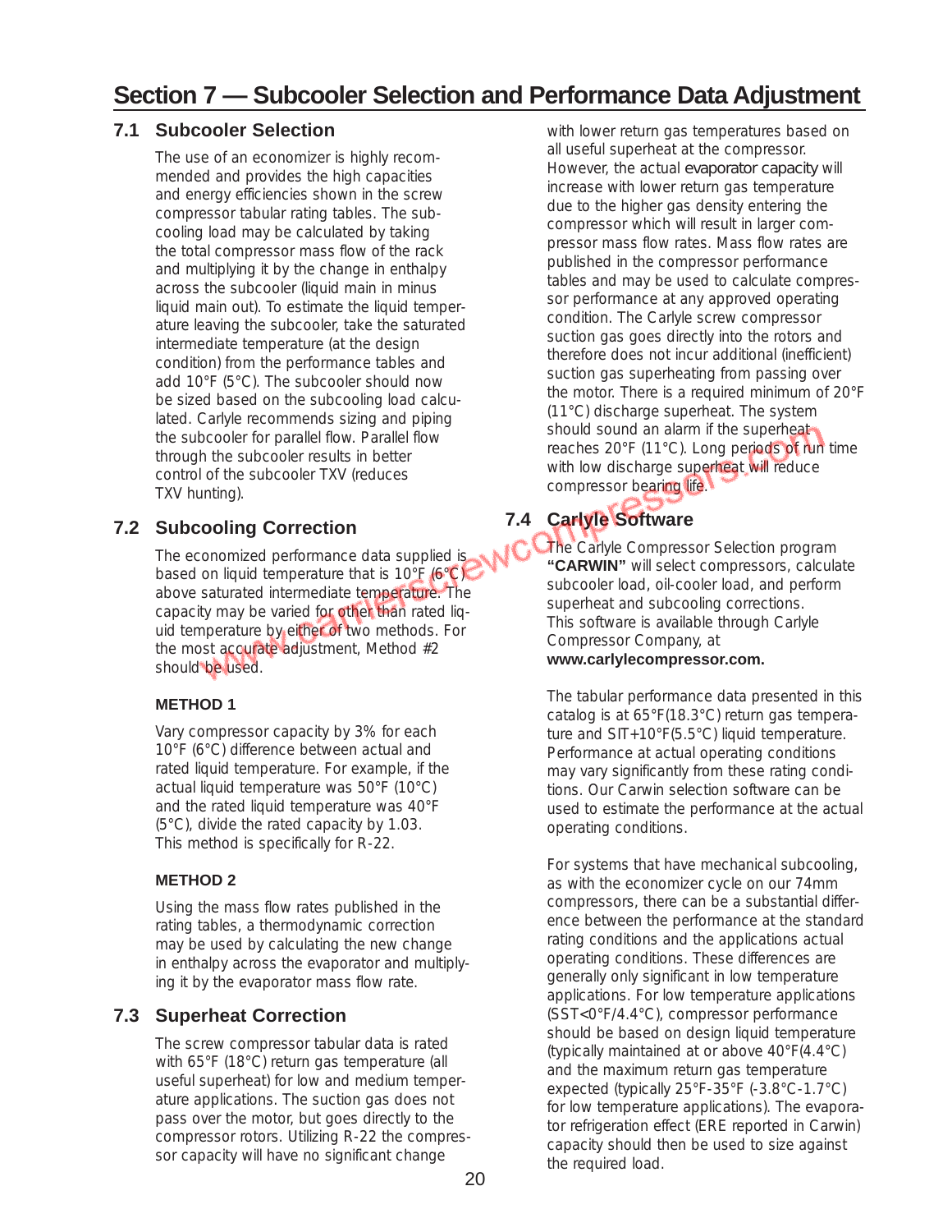# Section 7 — Subcooler Selection and Performance Data Adjustment

## 7.1 Subcooler Selection

The use of an economizer is highly recommended and provides the high capacities and energy efficiencies shown in the screw compressor tabular rating tables. The subcooling load may be calculated by taking the total compressor mass flow of the rack and multiplying it by the change in enthalpy across the subcooler (liquid main in minus liquid main out). To estimate the liquid temperature leaving the subcooler, take the saturated intermediate temperature (at the design condition) from the performance tables and add 10°F (5°C). The subcooler should now be sized based on the subcooling load calculated. Carlyle recommends sizing and piping the subcooler for parallel flow. Parallel flow through the subcooler results in better control of the subcooler TXV (reduces TXV hunting).

## 7.2 Subcooling Correction

The economized performance data supplied is based on liquid temperature that is 10°F (6°C) above saturated intermediate temperature. The capacity may be varied for other than rated liquid temperature by either of two methods. For the most accurate adjustment, Method #2 should be used.

### METHOD 1

Vary compressor capacity by 3% for each 10°F (6°C) difference between actual and rated liquid temperature. For example, if the actual liquid temperature was 50°F (10°C) and the rated liquid temperature was 40°F (5°C), divide the rated capacity by 1.03. This method is specifically for R-22.

### METHOD 2

Using the mass flow rates published in the rating tables, a thermodynamic correction may be used by calculating the new change in enthalpy across the evaporator and multiplying it by the evaporator mass flow rate.

## 7.3 Superheat Correction

The screw compressor tabular data is rated with 65°F (18°C) return gas temperature (all useful superheat) for low and medium temperature applications. The suction gas does not pass over the motor, but goes directly to the compressor rotors. Utilizing R-22 the compressor capacity will have no significant change with lower return gas temperatures based on all useful superheat at the compressor. However, the actual evaporator capacity will increase with lower return gas temperature due to the higher gas density entering the compressor which will result in larger compressor mass flow rates. Mass flow rates are published in the compressor performance tables and may be used to calculate compressor performance at any approved operating condition. The Carlyle screw compressor suction gas goes directly into the rotors and therefore does not incur additional (inefficient) suction gas superheating from passing over the motor. There is a required minimum of 20°F (11°C) discharge superheat. The system should sound an alarm if the superheat reaches 20°F (11°C). Long periods of run time with low discharge superheat will reduce compressor bearing life.

## 7.4 Carlyle Software

The Carlyle Compressor Selection program **"CARWIN"** will select compressors, calculate subcooler load, oil-cooler load, and perform superheat and subcooling corrections. This software is available through Carlyle Compressor Company, at **www.carlylecompressor.com.**

The tabular performance data presented in this catalog is at 65°F(18.3°C) return gas temperature and SIT+10°F(5.5°C) liquid temperature. Performance at actual operating conditions may vary significantly from these rating conditions. Our Carwin selection software can be used to estimate the performance at the actual operating conditions.

For systems that have mechanical subcooling, as with the economizer cycle on our 74mm compressors, there can be a substantial difference between the performance at the standard rating conditions and the applications actual operating conditions. These differences are generally only significant in low temperature applications. For low temperature applications (SST<0°F/4.4°C), compressor performance should be based on design liquid temperature (typically maintained at or above 40°F(4.4°C) and the maximum return gas temperature expected (typically 25°F-35°F (-3.8°C-1.7°C) for low temperature applications). The evaporator refrigeration effect (ERE reported in Carwin) capacity should then be used to size against the required load.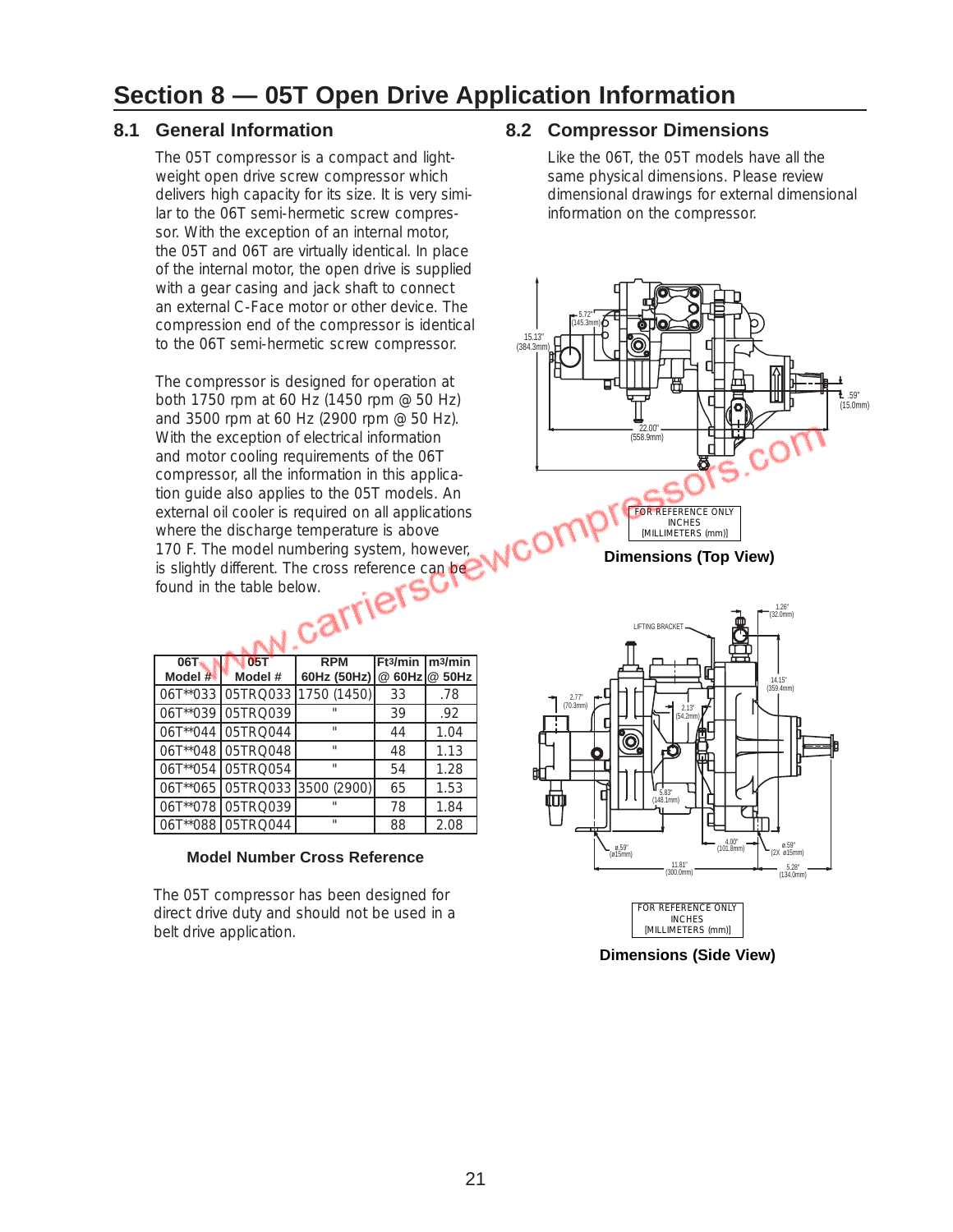# Section 8 — 05T Open Drive Application Information

## 8.1 General Information

The 05T compressor is a compact and lightweight open drive screw compressor which delivers high capacity for its size. It is very similar to the 06T semi-hermetic screw compressor. With the exception of an internal motor, the 05T and 06T are virtually identical. In place of the internal motor, the open drive is supplied with a gear casing and jack shaft to connect an external C-Face motor or other device. The compression end of the compressor is identical to the 06T semi-hermetic screw compressor.

The compressor is designed for operation at both 1750 rpm at 60 Hz (1450 rpm @ 50 Hz) and 3500 rpm at 60 Hz (2900 rpm @ 50 Hz). With the exception of electrical information and motor cooling requirements of the 06T compressor, all the information in this application guide also applies to the 05T models. An external oil cooler is required on all applications where the discharge temperature is above 170 F. The model numbering system, however, is slightly different. The cross reference can be found in the table below.

| 06T Model # | 05T Model # | RPM 60Hz (50Hz) | Ft³/min @ 60Hz | m³/min @ 50Hz |
|---|---|---|---|---|
| 06T**033 | 05TRQ033 | 1750 (1450) | 33 | .78 |
| 06T**039 | 05TRQ039 | " | 39 | .92 |
| 06T**044 | 05TRQ044 | " | 44 | 1.04 |
| 06T**048 | 05TRQ048 | " | 48 | 1.13 |
| 06T**054 | 05TRQ054 | " | 54 | 1.28 |
| 06T**065 | 05TRQ033 | 3500 (2900) | 65 | 1.53 |
| 06T**078 | 05TRQ039 | " | 78 | 1.84 |
| 06T**088 | 05TRQ044 | " | 88 | 2.08 |

**Model Number Cross Reference**

The 05T compressor has been designed for direct drive duty and should not be used in a belt drive application.

## 8.2 Compressor Dimensions

Like the 06T, the 05T models have all the same physical dimensions. Please review dimensional drawings for external dimensional information on the compressor.

FOR REFERENCE ONLY
INCHES
[MILLIMETERS (mm)]

**Dimensions (Top View)**

FOR REFERENCE ONLY
INCHES
[MILLIMETERS (mm)]

**Dimensions (Side View)**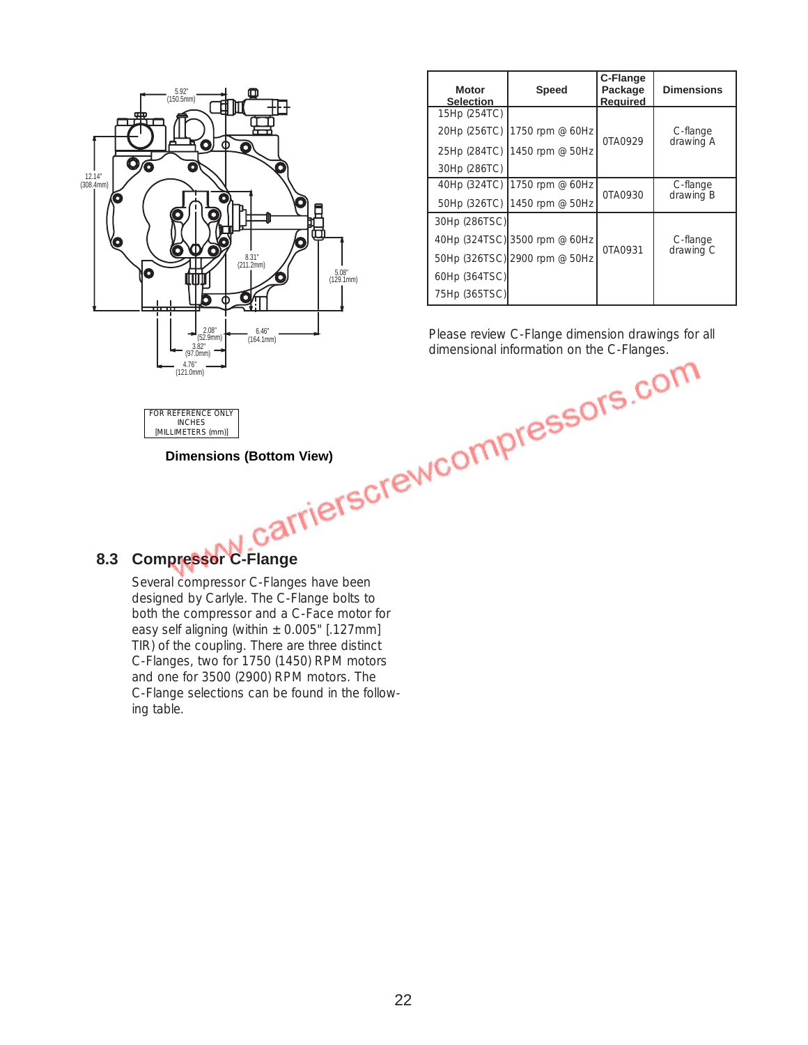5.92" (150.5mm)

12.14" (308.4mm)

8.31" (211.2mm)

5.08" (129.1mm)

2.08" (52.9mm)

6.46" (164.1mm)

3.82" (97.0mm)

4.76" (121.0mm)

FOR REFERENCE ONLY
INCHES
[MILLIMETERS (mm)]

**Dimensions (Bottom View)**

| Motor Selection | Speed | C-Flange Package Required | Dimensions |
|---|---|---|---|
| 15Hp (254TC) | 1750 rpm @ 60Hz | 0TA0929 | C-flange drawing A |
| 20Hp (256TC) | 1450 rpm @ 50Hz | | |
| 25Hp (284TC) | | | |
| 30Hp (286TC) | | | |
| 40Hp (324TC) | 1750 rpm @ 60Hz | 0TA0930 | C-flange drawing B |
| 50Hp (326TC) | 1450 rpm @ 50Hz | | |
| 30Hp (286TSC) | 3500 rpm @ 60Hz | 0TA0931 | C-flange drawing C |
| 40Hp (324TSC) | 2900 rpm @ 50Hz | | |
| 50Hp (326TSC) | | | |
| 60Hp (364TSC) | | | |
| 75Hp (365TSC) | | | |

Please review C-Flange dimension drawings for all dimensional information on the C-Flanges.

## 8.3 Compressor C-Flange

Several compressor C-Flanges have been designed by Carlyle. The C-Flange bolts to both the compressor and a C-Face motor for easy self aligning (within ± 0.005" [.127mm] TIR) of the coupling. There are three distinct C-Flanges, two for 1750 (1450) RPM motors and one for 3500 (2900) RPM motors. The C-Flange selections can be found in the following table.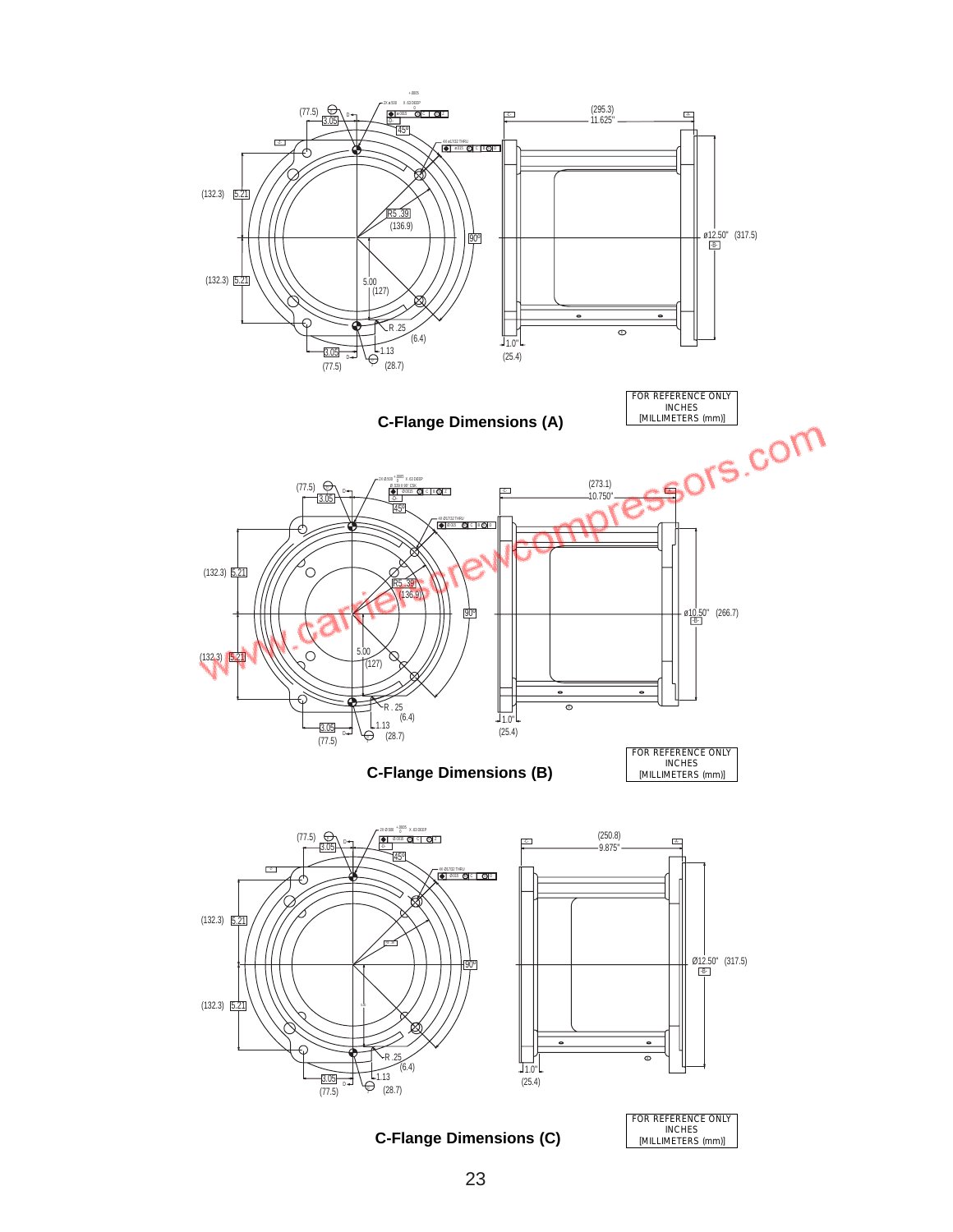## C-Flange Dimensions (A)

FOR REFERENCE ONLY
INCHES
[MILLIMETERS (mm)]

## C-Flange Dimensions (B)

FOR REFERENCE ONLY
INCHES
[MILLIMETERS (mm)]

## C-Flange Dimensions (C)

FOR REFERENCE ONLY
INCHES
[MILLIMETERS (mm)]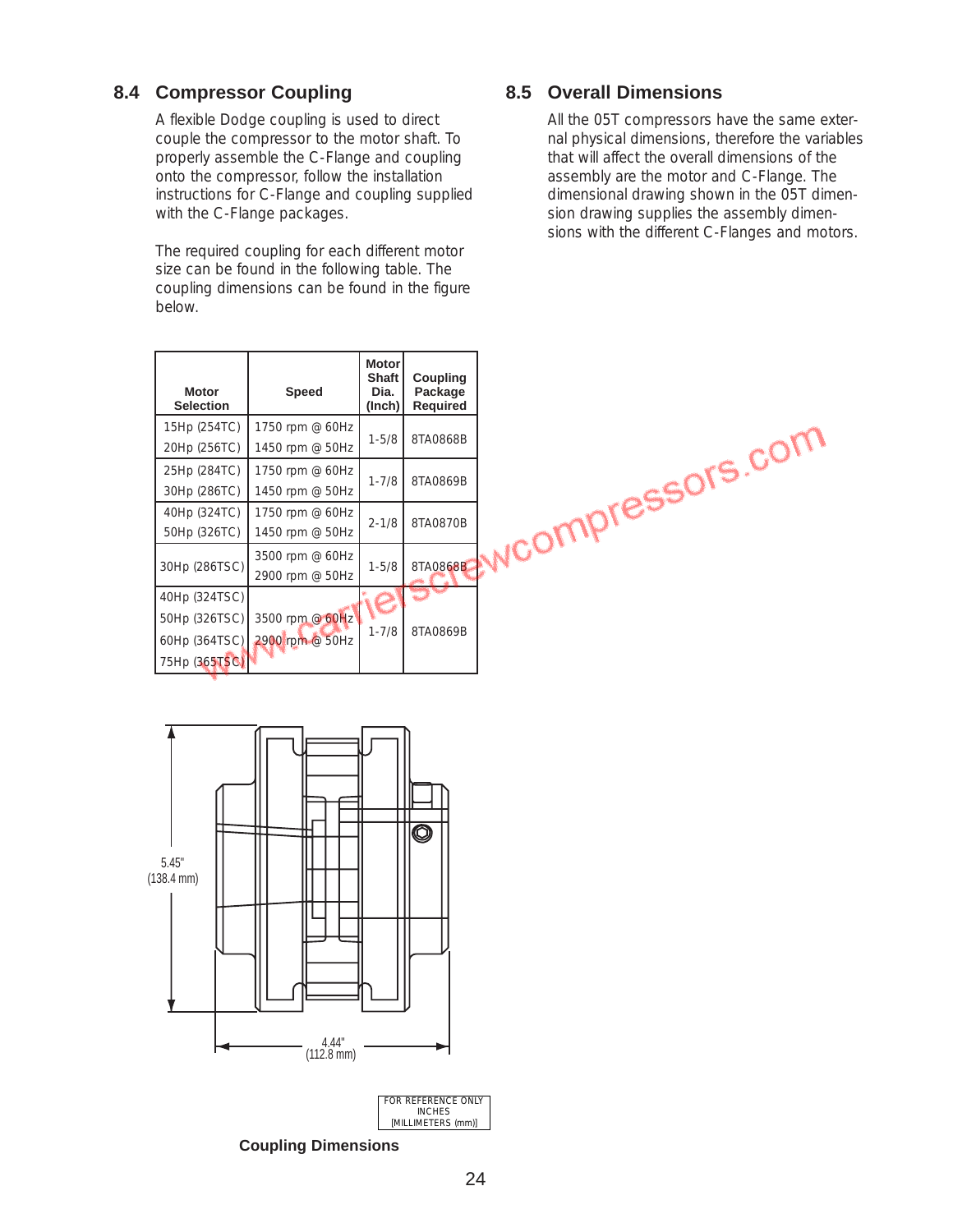## 8.4 Compressor Coupling

A flexible Dodge coupling is used to direct couple the compressor to the motor shaft. To properly assemble the C-Flange and coupling onto the compressor, follow the installation instructions for C-Flange and coupling supplied with the C-Flange packages.

The required coupling for each different motor size can be found in the following table. The coupling dimensions can be found in the figure below.

| Motor Selection | Speed | Motor Shaft Dia. (Inch) | Coupling Package Required |
|---|---|---|---|
| 15Hp (254TC)<br>20Hp (256TC) | 1750 rpm @ 60Hz<br>1450 rpm @ 50Hz | 1-5/8 | 8TA0868B |
| 25Hp (284TC)<br>30Hp (286TC) | 1750 rpm @ 60Hz<br>1450 rpm @ 50Hz | 1-7/8 | 8TA0869B |
| 40Hp (324TC)<br>50Hp (326TC) | 1750 rpm @ 60Hz<br>1450 rpm @ 50Hz | 2-1/8 | 8TA0870B |
| 30Hp (286TSC) | 3500 rpm @ 60Hz<br>2900 rpm @ 50Hz | 1-5/8 | 8TA0868B |
| 40Hp (324TSC)<br>50Hp (326TSC)<br>60Hp (364TSC)<br>75Hp (365TSC) | 3500 rpm @ 60Hz<br>2900 rpm @ 50Hz | 1-7/8 | 8TA0869B |

5.45" (138.4 mm)

4.44" (112.8 mm)

FOR REFERENCE ONLY
INCHES
[MILLIMETERS (mm)]

**Coupling Dimensions**

## 8.5 Overall Dimensions

All the 05T compressors have the same external physical dimensions, therefore the variables that will affect the overall dimensions of the assembly are the motor and C-Flange. The dimensional drawing shown in the 05T dimension drawing supplies the assembly dimensions with the different C-Flanges and motors.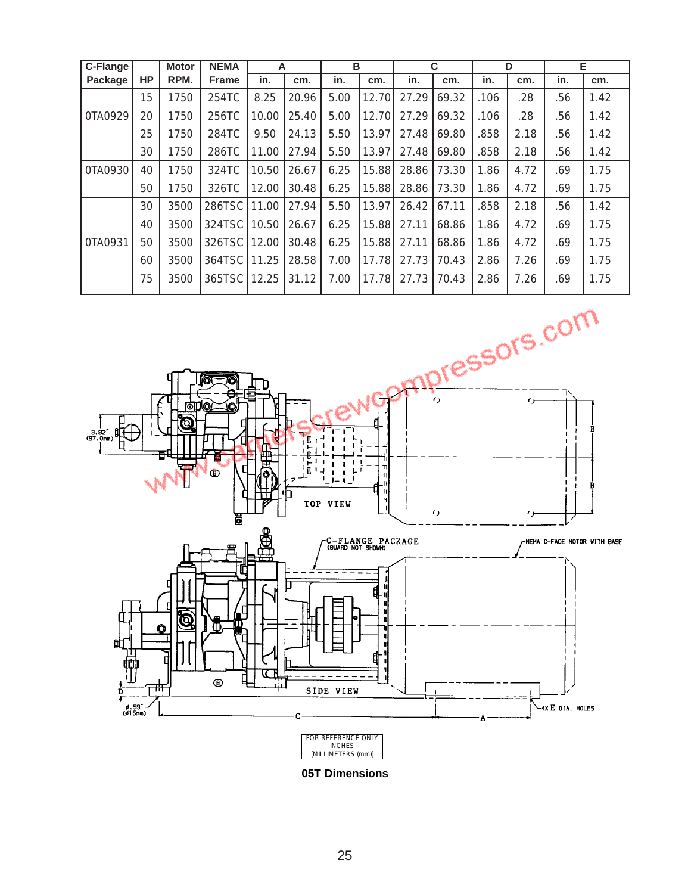| C-Flange Package | HP | Motor RPM. | NEMA Frame | A | | B | | C | | D | | E | |
|---|---|---|---|---|---|---|---|---|---|---|---|---|---|
| | | | | in. | cm. | in. | cm. | in. | cm. | in. | cm. | in. | cm. |
| 0TA0929 | 15 | 1750 | 254TC | 8.25 | 20.96 | 5.00 | 12.70 | 27.29 | 69.32 | .106 | .28 | .56 | 1.42 |
| | 20 | 1750 | 256TC | 10.00 | 25.40 | 5.00 | 12.70 | 27.29 | 69.32 | .106 | .28 | .56 | 1.42 |
| | 25 | 1750 | 284TC | 9.50 | 24.13 | 5.50 | 13.97 | 27.48 | 69.80 | .858 | 2.18 | .56 | 1.42 |
| | 30 | 1750 | 286TC | 11.00 | 27.94 | 5.50 | 13.97 | 27.48 | 69.80 | .858 | 2.18 | .56 | 1.42 |
| 0TA0930 | 40 | 1750 | 324TC | 10.50 | 26.67 | 6.25 | 15.88 | 28.86 | 73.30 | 1.86 | 4.72 | .69 | 1.75 |
| | 50 | 1750 | 326TC | 12.00 | 30.48 | 6.25 | 15.88 | 28.86 | 73.30 | 1.86 | 4.72 | .69 | 1.75 |
| 0TA0931 | 30 | 3500 | 286TSC | 11.00 | 27.94 | 5.50 | 13.97 | 26.42 | 67.11 | .858 | 2.18 | .56 | 1.42 |
| | 40 | 3500 | 324TSC | 10.50 | 26.67 | 6.25 | 15.88 | 27.11 | 68.86 | 1.86 | 4.72 | .69 | 1.75 |
| | 50 | 3500 | 326TSC | 12.00 | 30.48 | 6.25 | 15.88 | 27.11 | 68.86 | 1.86 | 4.72 | .69 | 1.75 |
| | 60 | 3500 | 364TSC | 11.25 | 28.58 | 7.00 | 17.78 | 27.73 | 70.43 | 2.86 | 7.26 | .69 | 1.75 |
| | 75 | 3500 | 365TSC | 12.25 | 31.12 | 7.00 | 17.78 | 27.73 | 70.43 | 2.86 | 7.26 | .69 | 1.75 |

3.82" (97.0mm)

B

B

TOP VIEW

C-FLANGE PACKAGE (GUARD NOT SHOWN)

NEMA C-FACE MOTOR WITH BASE

SIDE VIEW

D

⌀.59" (⌀15mm)

C

A

4X E DIA. HOLES

FOR REFERENCE ONLY
INCHES
[MILLIMETERS (mm)]

**05T Dimensions**